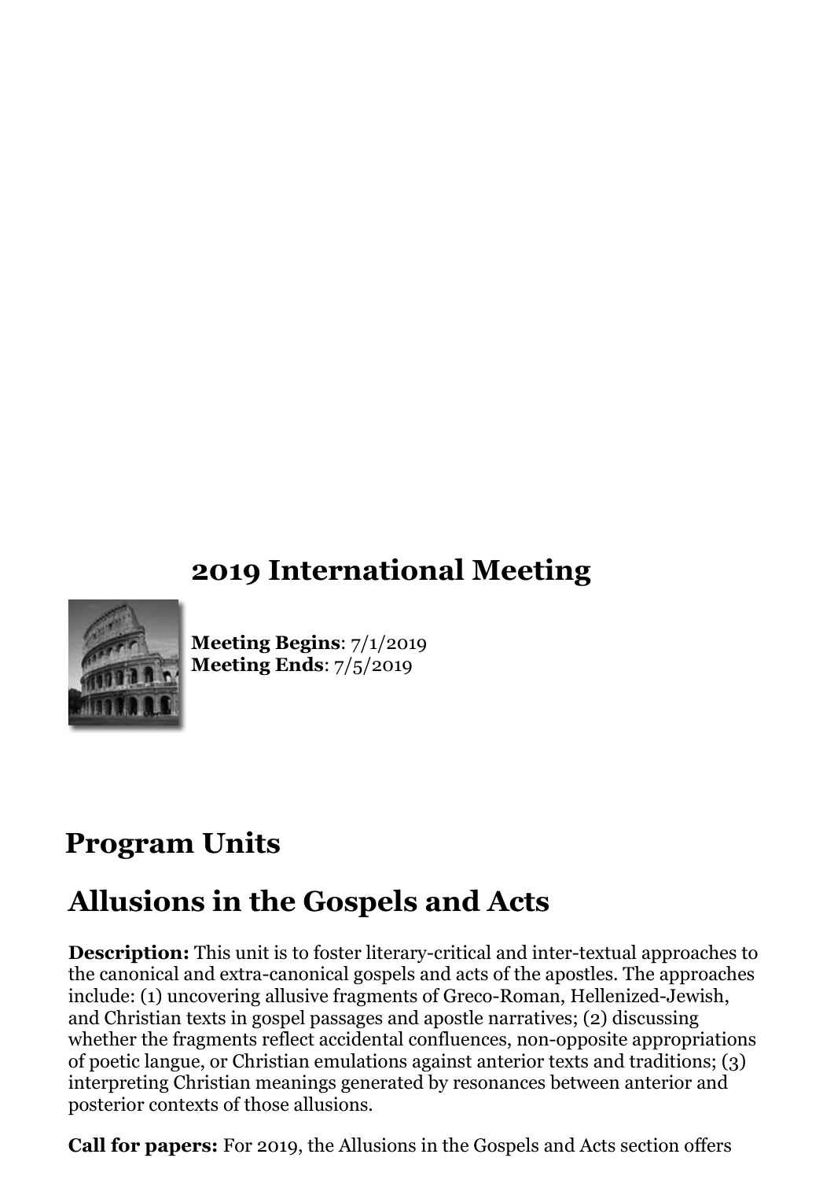## 2019 International Meeting

**Meeting Begins**: 7/1/2019
**Meeting Ends**: 7/5/2019

## Program Units

## Allusions in the Gospels and Acts

**Description:** This unit is to foster literary-critical and inter-textual approaches to the canonical and extra-canonical gospels and acts of the apostles. The approaches include: (1) uncovering allusive fragments of Greco-Roman, Hellenized-Jewish, and Christian texts in gospel passages and apostle narratives; (2) discussing whether the fragments reflect accidental confluences, non-opposite appropriations of poetic langue, or Christian emulations against anterior texts and traditions; (3) interpreting Christian meanings generated by resonances between anterior and posterior contexts of those allusions.

**Call for papers:** For 2019, the Allusions in the Gospels and Acts section offers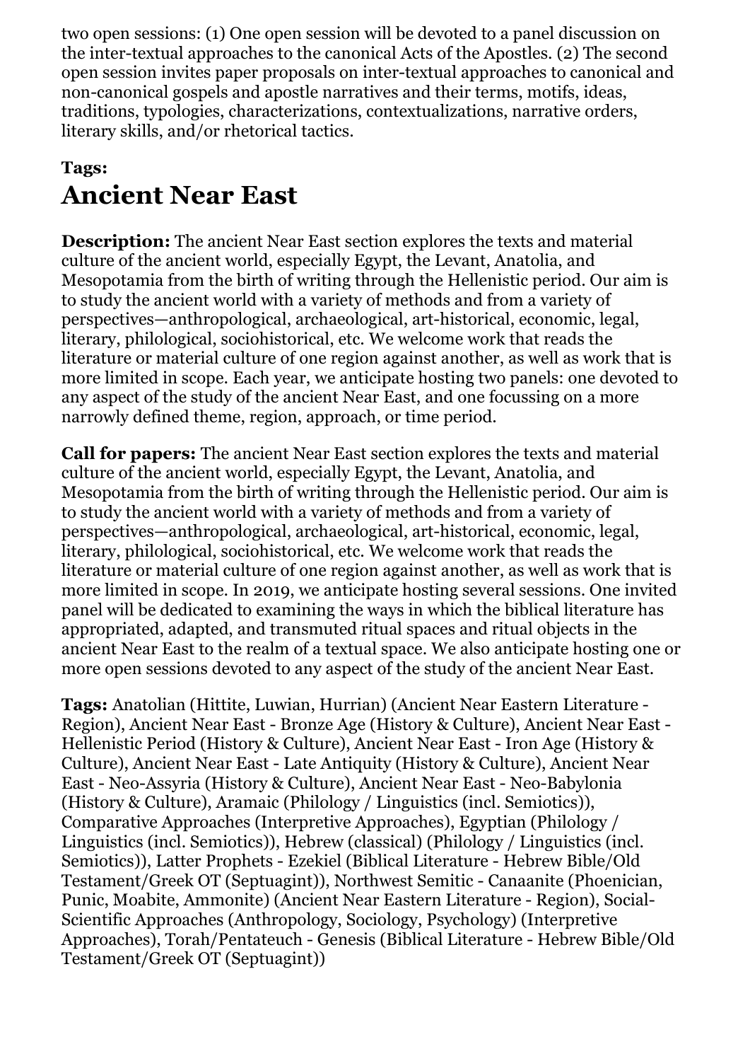two open sessions: (1) One open session will be devoted to a panel discussion on the inter-textual approaches to the canonical Acts of the Apostles. (2) The second open session invites paper proposals on inter-textual approaches to canonical and non-canonical gospels and apostle narratives and their terms, motifs, ideas, traditions, typologies, characterizations, contextualizations, narrative orders, literary skills, and/or rhetorical tactics.

**Tags:**

## Ancient Near East

**Description:** The ancient Near East section explores the texts and material culture of the ancient world, especially Egypt, the Levant, Anatolia, and Mesopotamia from the birth of writing through the Hellenistic period. Our aim is to study the ancient world with a variety of methods and from a variety of perspectives—anthropological, archaeological, art-historical, economic, legal, literary, philological, sociohistorical, etc. We welcome work that reads the literature or material culture of one region against another, as well as work that is more limited in scope. Each year, we anticipate hosting two panels: one devoted to any aspect of the study of the ancient Near East, and one focussing on a more narrowly defined theme, region, approach, or time period.

**Call for papers:** The ancient Near East section explores the texts and material culture of the ancient world, especially Egypt, the Levant, Anatolia, and Mesopotamia from the birth of writing through the Hellenistic period. Our aim is to study the ancient world with a variety of methods and from a variety of perspectives—anthropological, archaeological, art-historical, economic, legal, literary, philological, sociohistorical, etc. We welcome work that reads the literature or material culture of one region against another, as well as work that is more limited in scope. In 2019, we anticipate hosting several sessions. One invited panel will be dedicated to examining the ways in which the biblical literature has appropriated, adapted, and transmuted ritual spaces and ritual objects in the ancient Near East to the realm of a textual space. We also anticipate hosting one or more open sessions devoted to any aspect of the study of the ancient Near East.

**Tags:** Anatolian (Hittite, Luwian, Hurrian) (Ancient Near Eastern Literature - Region), Ancient Near East - Bronze Age (History & Culture), Ancient Near East - Hellenistic Period (History & Culture), Ancient Near East - Iron Age (History & Culture), Ancient Near East - Late Antiquity (History & Culture), Ancient Near East - Neo-Assyria (History & Culture), Ancient Near East - Neo-Babylonia (History & Culture), Aramaic (Philology / Linguistics (incl. Semiotics)), Comparative Approaches (Interpretive Approaches), Egyptian (Philology / Linguistics (incl. Semiotics)), Hebrew (classical) (Philology / Linguistics (incl. Semiotics)), Latter Prophets - Ezekiel (Biblical Literature - Hebrew Bible/Old Testament/Greek OT (Septuagint)), Northwest Semitic - Canaanite (Phoenician, Punic, Moabite, Ammonite) (Ancient Near Eastern Literature - Region), Social-Scientific Approaches (Anthropology, Sociology, Psychology) (Interpretive Approaches), Torah/Pentateuch - Genesis (Biblical Literature - Hebrew Bible/Old Testament/Greek OT (Septuagint))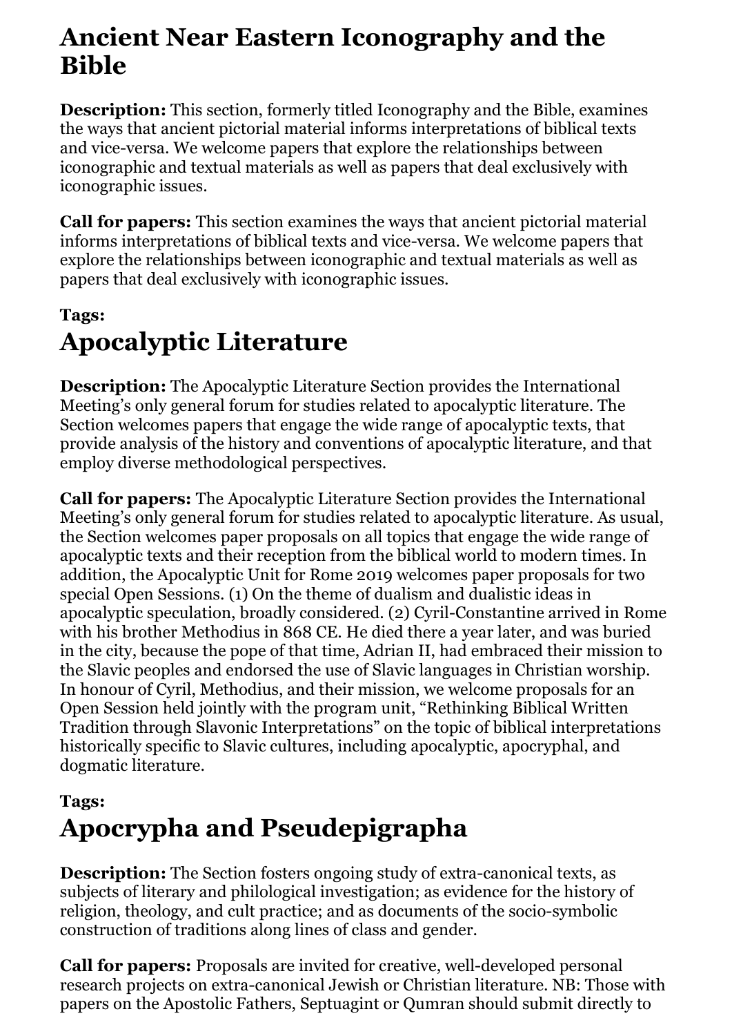# Ancient Near Eastern Iconography and the Bible

**Description:** This section, formerly titled Iconography and the Bible, examines the ways that ancient pictorial material informs interpretations of biblical texts and vice-versa. We welcome papers that explore the relationships between iconographic and textual materials as well as papers that deal exclusively with iconographic issues.

**Call for papers:** This section examines the ways that ancient pictorial material informs interpretations of biblical texts and vice-versa. We welcome papers that explore the relationships between iconographic and textual materials as well as papers that deal exclusively with iconographic issues.

**Tags:**

# Apocalyptic Literature

**Description:** The Apocalyptic Literature Section provides the International Meeting's only general forum for studies related to apocalyptic literature. The Section welcomes papers that engage the wide range of apocalyptic texts, that provide analysis of the history and conventions of apocalyptic literature, and that employ diverse methodological perspectives.

**Call for papers:** The Apocalyptic Literature Section provides the International Meeting's only general forum for studies related to apocalyptic literature. As usual, the Section welcomes paper proposals on all topics that engage the wide range of apocalyptic texts and their reception from the biblical world to modern times. In addition, the Apocalyptic Unit for Rome 2019 welcomes paper proposals for two special Open Sessions. (1) On the theme of dualism and dualistic ideas in apocalyptic speculation, broadly considered. (2) Cyril-Constantine arrived in Rome with his brother Methodius in 868 CE. He died there a year later, and was buried in the city, because the pope of that time, Adrian II, had embraced their mission to the Slavic peoples and endorsed the use of Slavic languages in Christian worship. In honour of Cyril, Methodius, and their mission, we welcome proposals for an Open Session held jointly with the program unit, "Rethinking Biblical Written Tradition through Slavonic Interpretations" on the topic of biblical interpretations historically specific to Slavic cultures, including apocalyptic, apocryphal, and dogmatic literature.

**Tags:**

# Apocrypha and Pseudepigrapha

**Description:** The Section fosters ongoing study of extra-canonical texts, as subjects of literary and philological investigation; as evidence for the history of religion, theology, and cult practice; and as documents of the socio-symbolic construction of traditions along lines of class and gender.

**Call for papers:** Proposals are invited for creative, well-developed personal research projects on extra-canonical Jewish or Christian literature. NB: Those with papers on the Apostolic Fathers, Septuagint or Qumran should submit directly to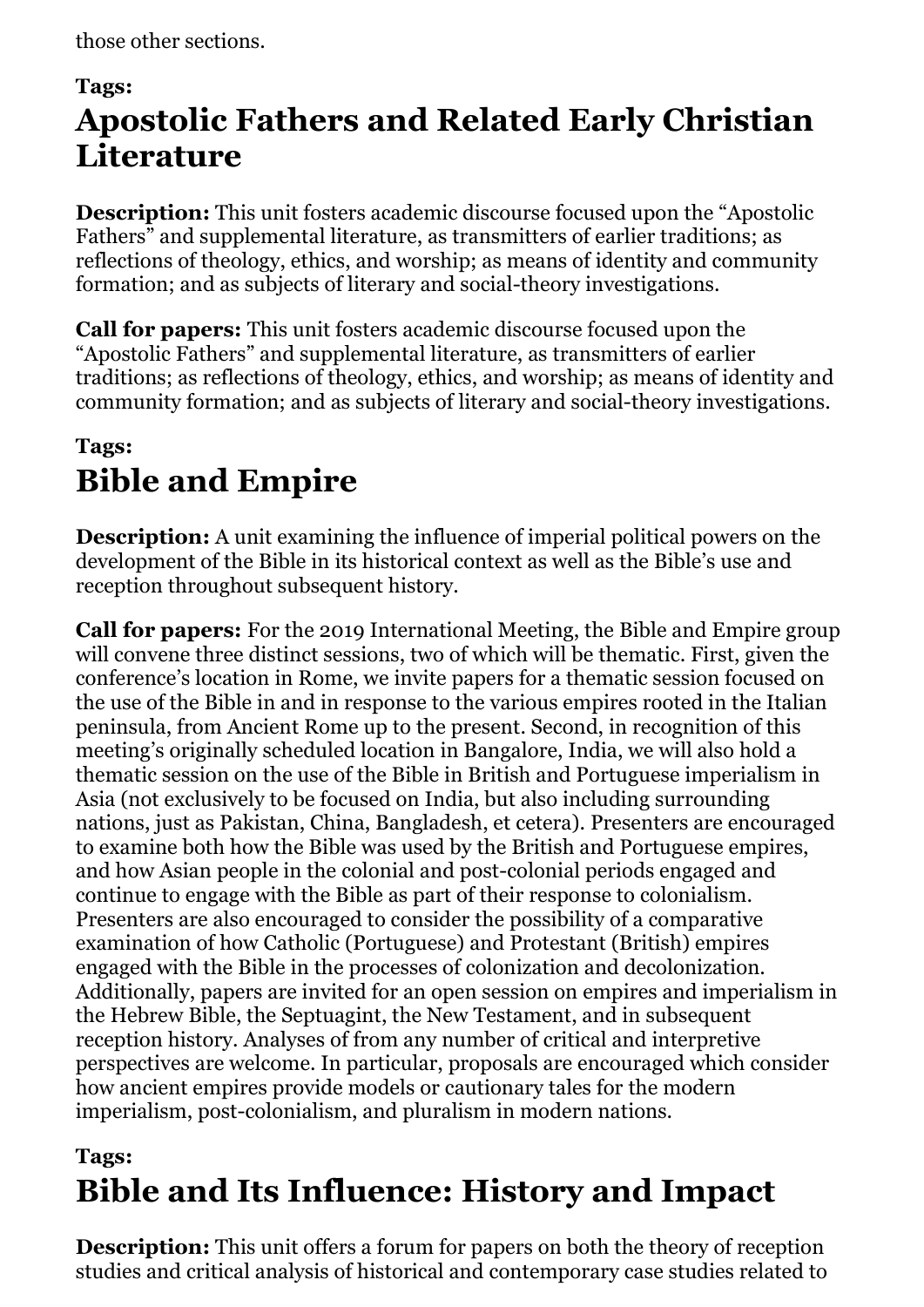those other sections.

**Tags:**

## Apostolic Fathers and Related Early Christian Literature

**Description:** This unit fosters academic discourse focused upon the "Apostolic Fathers" and supplemental literature, as transmitters of earlier traditions; as reflections of theology, ethics, and worship; as means of identity and community formation; and as subjects of literary and social-theory investigations.

**Call for papers:** This unit fosters academic discourse focused upon the "Apostolic Fathers" and supplemental literature, as transmitters of earlier traditions; as reflections of theology, ethics, and worship; as means of identity and community formation; and as subjects of literary and social-theory investigations.

**Tags:**

## Bible and Empire

**Description:** A unit examining the influence of imperial political powers on the development of the Bible in its historical context as well as the Bible's use and reception throughout subsequent history.

**Call for papers:** For the 2019 International Meeting, the Bible and Empire group will convene three distinct sessions, two of which will be thematic. First, given the conference's location in Rome, we invite papers for a thematic session focused on the use of the Bible in and in response to the various empires rooted in the Italian peninsula, from Ancient Rome up to the present. Second, in recognition of this meeting's originally scheduled location in Bangalore, India, we will also hold a thematic session on the use of the Bible in British and Portuguese imperialism in Asia (not exclusively to be focused on India, but also including surrounding nations, just as Pakistan, China, Bangladesh, et cetera). Presenters are encouraged to examine both how the Bible was used by the British and Portuguese empires, and how Asian people in the colonial and post-colonial periods engaged and continue to engage with the Bible as part of their response to colonialism. Presenters are also encouraged to consider the possibility of a comparative examination of how Catholic (Portuguese) and Protestant (British) empires engaged with the Bible in the processes of colonization and decolonization. Additionally, papers are invited for an open session on empires and imperialism in the Hebrew Bible, the Septuagint, the New Testament, and in subsequent reception history. Analyses of from any number of critical and interpretive perspectives are welcome. In particular, proposals are encouraged which consider how ancient empires provide models or cautionary tales for the modern imperialism, post-colonialism, and pluralism in modern nations.

**Tags:**

## Bible and Its Influence: History and Impact

**Description:** This unit offers a forum for papers on both the theory of reception studies and critical analysis of historical and contemporary case studies related to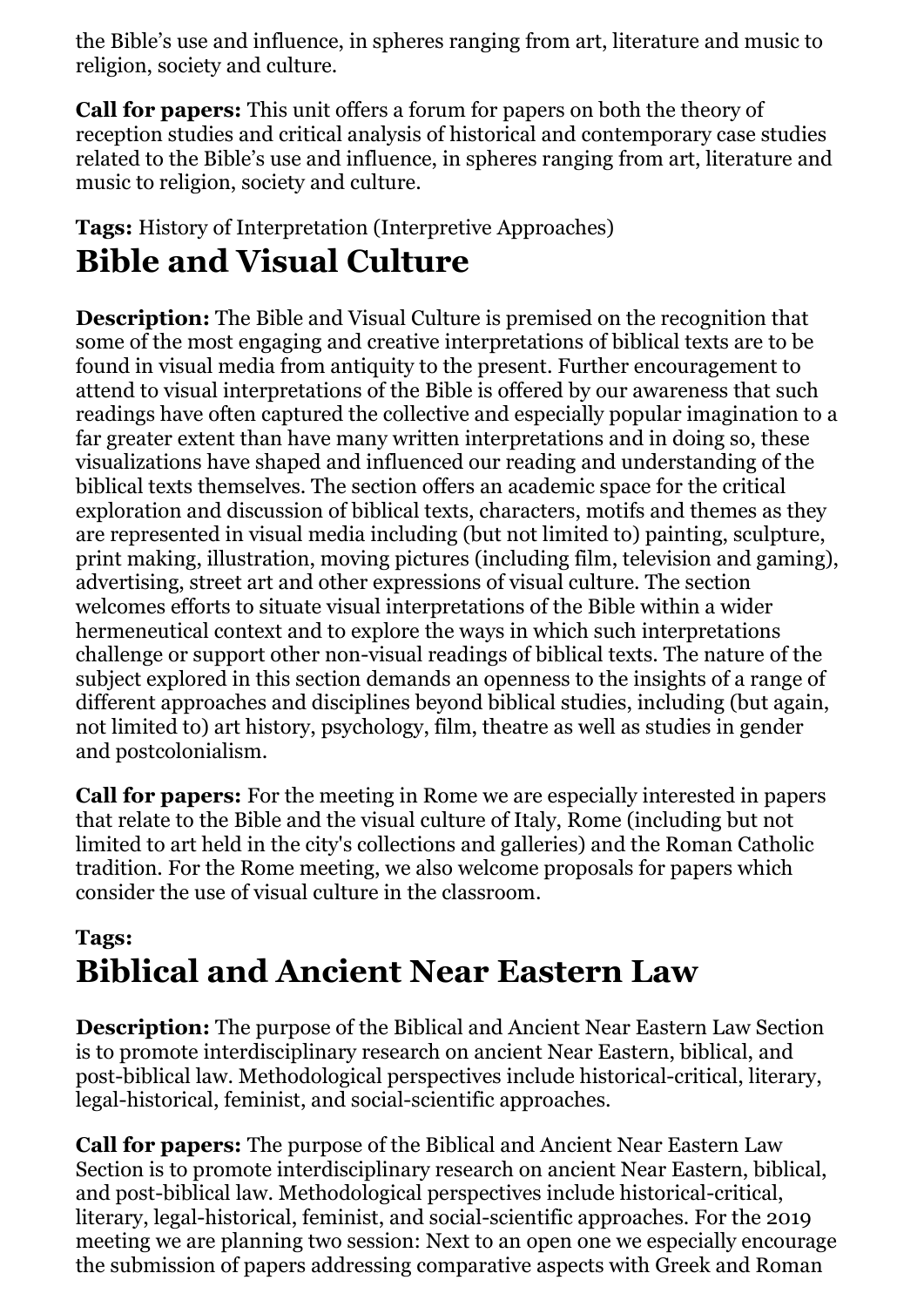the Bible's use and influence, in spheres ranging from art, literature and music to religion, society and culture.

**Call for papers:** This unit offers a forum for papers on both the theory of reception studies and critical analysis of historical and contemporary case studies related to the Bible's use and influence, in spheres ranging from art, literature and music to religion, society and culture.

**Tags:** History of Interpretation (Interpretive Approaches)

# Bible and Visual Culture

**Description:** The Bible and Visual Culture is premised on the recognition that some of the most engaging and creative interpretations of biblical texts are to be found in visual media from antiquity to the present. Further encouragement to attend to visual interpretations of the Bible is offered by our awareness that such readings have often captured the collective and especially popular imagination to a far greater extent than have many written interpretations and in doing so, these visualizations have shaped and influenced our reading and understanding of the biblical texts themselves. The section offers an academic space for the critical exploration and discussion of biblical texts, characters, motifs and themes as they are represented in visual media including (but not limited to) painting, sculpture, print making, illustration, moving pictures (including film, television and gaming), advertising, street art and other expressions of visual culture. The section welcomes efforts to situate visual interpretations of the Bible within a wider hermeneutical context and to explore the ways in which such interpretations challenge or support other non-visual readings of biblical texts. The nature of the subject explored in this section demands an openness to the insights of a range of different approaches and disciplines beyond biblical studies, including (but again, not limited to) art history, psychology, film, theatre as well as studies in gender and postcolonialism.

**Call for papers:** For the meeting in Rome we are especially interested in papers that relate to the Bible and the visual culture of Italy, Rome (including but not limited to art held in the city's collections and galleries) and the Roman Catholic tradition. For the Rome meeting, we also welcome proposals for papers which consider the use of visual culture in the classroom.

**Tags:**

# Biblical and Ancient Near Eastern Law

**Description:** The purpose of the Biblical and Ancient Near Eastern Law Section is to promote interdisciplinary research on ancient Near Eastern, biblical, and post-biblical law. Methodological perspectives include historical-critical, literary, legal-historical, feminist, and social-scientific approaches.

**Call for papers:** The purpose of the Biblical and Ancient Near Eastern Law Section is to promote interdisciplinary research on ancient Near Eastern, biblical, and post-biblical law. Methodological perspectives include historical-critical, literary, legal-historical, feminist, and social-scientific approaches. For the 2019 meeting we are planning two session: Next to an open one we especially encourage the submission of papers addressing comparative aspects with Greek and Roman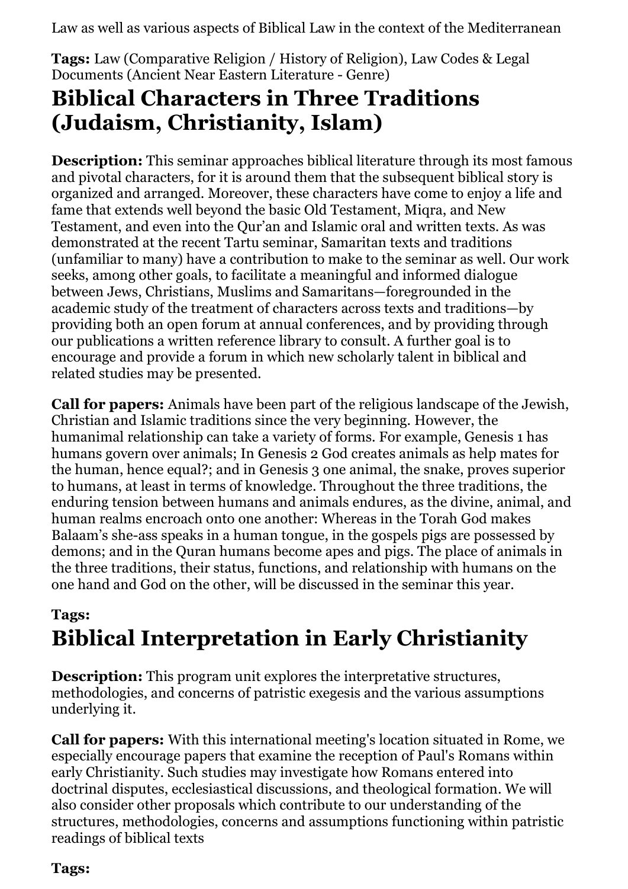Law as well as various aspects of Biblical Law in the context of the Mediterranean

**Tags:** Law (Comparative Religion / History of Religion), Law Codes & Legal Documents (Ancient Near Eastern Literature - Genre)

## Biblical Characters in Three Traditions (Judaism, Christianity, Islam)

**Description:** This seminar approaches biblical literature through its most famous and pivotal characters, for it is around them that the subsequent biblical story is organized and arranged. Moreover, these characters have come to enjoy a life and fame that extends well beyond the basic Old Testament, Miqra, and New Testament, and even into the Qur'an and Islamic oral and written texts. As was demonstrated at the recent Tartu seminar, Samaritan texts and traditions (unfamiliar to many) have a contribution to make to the seminar as well. Our work seeks, among other goals, to facilitate a meaningful and informed dialogue between Jews, Christians, Muslims and Samaritans—foregrounded in the academic study of the treatment of characters across texts and traditions—by providing both an open forum at annual conferences, and by providing through our publications a written reference library to consult. A further goal is to encourage and provide a forum in which new scholarly talent in biblical and related studies may be presented.

**Call for papers:** Animals have been part of the religious landscape of the Jewish, Christian and Islamic traditions since the very beginning. However, the humanimal relationship can take a variety of forms. For example, Genesis 1 has humans govern over animals; In Genesis 2 God creates animals as help mates for the human, hence equal?; and in Genesis 3 one animal, the snake, proves superior to humans, at least in terms of knowledge. Throughout the three traditions, the enduring tension between humans and animals endures, as the divine, animal, and human realms encroach onto one another: Whereas in the Torah God makes Balaam's she-ass speaks in a human tongue, in the gospels pigs are possessed by demons; and in the Quran humans become apes and pigs. The place of animals in the three traditions, their status, functions, and relationship with humans on the one hand and God on the other, will be discussed in the seminar this year.

**Tags:**

## Biblical Interpretation in Early Christianity

**Description:** This program unit explores the interpretative structures, methodologies, and concerns of patristic exegesis and the various assumptions underlying it.

**Call for papers:** With this international meeting's location situated in Rome, we especially encourage papers that examine the reception of Paul's Romans within early Christianity. Such studies may investigate how Romans entered into doctrinal disputes, ecclesiastical discussions, and theological formation. We will also consider other proposals which contribute to our understanding of the structures, methodologies, concerns and assumptions functioning within patristic readings of biblical texts

**Tags:**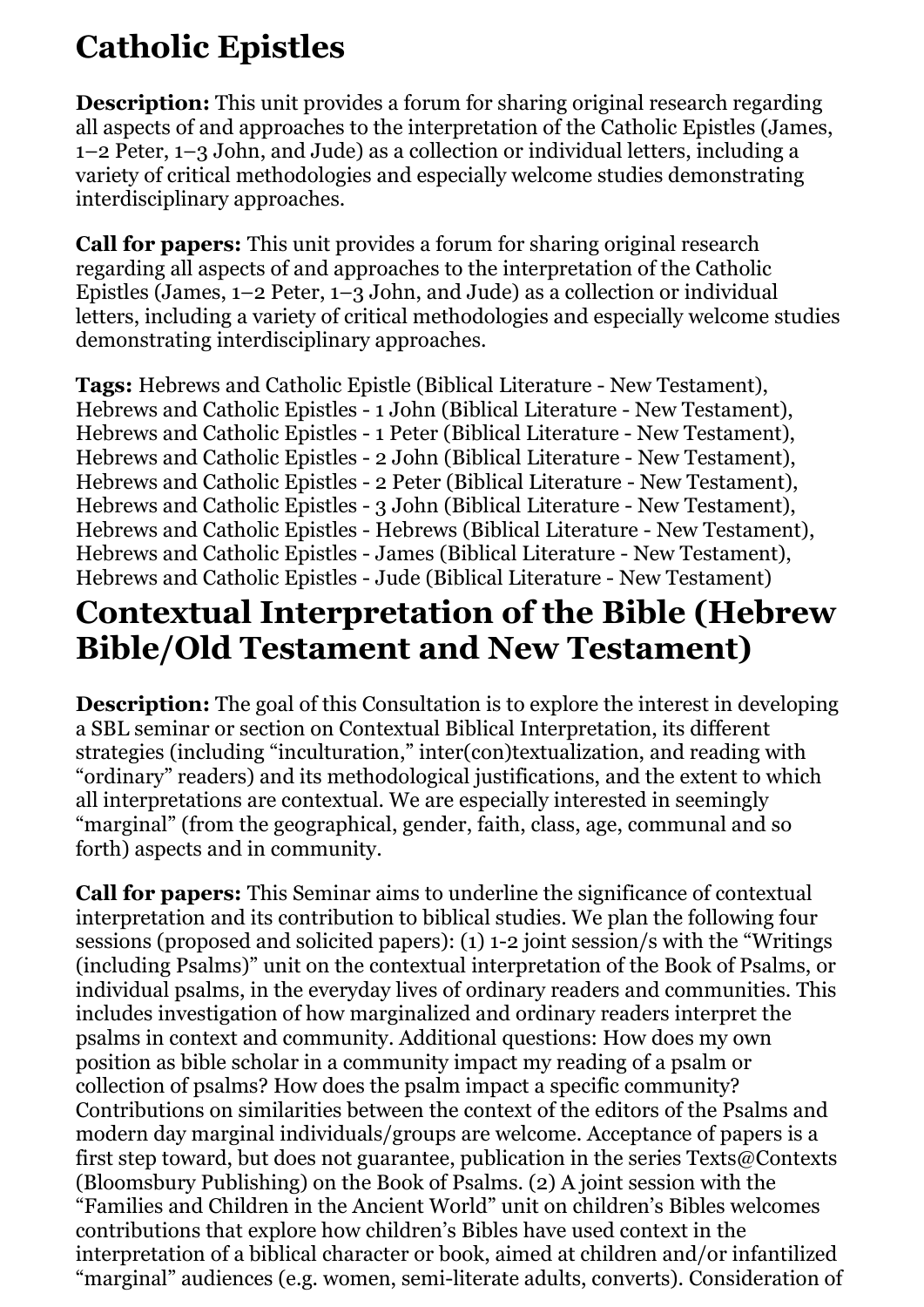# Catholic Epistles

**Description:** This unit provides a forum for sharing original research regarding all aspects of and approaches to the interpretation of the Catholic Epistles (James, 1–2 Peter, 1–3 John, and Jude) as a collection or individual letters, including a variety of critical methodologies and especially welcome studies demonstrating interdisciplinary approaches.

**Call for papers:** This unit provides a forum for sharing original research regarding all aspects of and approaches to the interpretation of the Catholic Epistles (James, 1–2 Peter, 1–3 John, and Jude) as a collection or individual letters, including a variety of critical methodologies and especially welcome studies demonstrating interdisciplinary approaches.

**Tags:** Hebrews and Catholic Epistle (Biblical Literature - New Testament), Hebrews and Catholic Epistles - 1 John (Biblical Literature - New Testament), Hebrews and Catholic Epistles - 1 Peter (Biblical Literature - New Testament), Hebrews and Catholic Epistles - 2 John (Biblical Literature - New Testament), Hebrews and Catholic Epistles - 2 Peter (Biblical Literature - New Testament), Hebrews and Catholic Epistles - 3 John (Biblical Literature - New Testament), Hebrews and Catholic Epistles - Hebrews (Biblical Literature - New Testament), Hebrews and Catholic Epistles - James (Biblical Literature - New Testament), Hebrews and Catholic Epistles - Jude (Biblical Literature - New Testament)

# Contextual Interpretation of the Bible (Hebrew Bible/Old Testament and New Testament)

**Description:** The goal of this Consultation is to explore the interest in developing a SBL seminar or section on Contextual Biblical Interpretation, its different strategies (including "inculturation," inter(con)textualization, and reading with "ordinary" readers) and its methodological justifications, and the extent to which all interpretations are contextual. We are especially interested in seemingly "marginal" (from the geographical, gender, faith, class, age, communal and so forth) aspects and in community.

**Call for papers:** This Seminar aims to underline the significance of contextual interpretation and its contribution to biblical studies. We plan the following four sessions (proposed and solicited papers): (1) 1-2 joint session/s with the "Writings (including Psalms)" unit on the contextual interpretation of the Book of Psalms, or individual psalms, in the everyday lives of ordinary readers and communities. This includes investigation of how marginalized and ordinary readers interpret the psalms in context and community. Additional questions: How does my own position as bible scholar in a community impact my reading of a psalm or collection of psalms? How does the psalm impact a specific community? Contributions on similarities between the context of the editors of the Psalms and modern day marginal individuals/groups are welcome. Acceptance of papers is a first step toward, but does not guarantee, publication in the series Texts@Contexts (Bloomsbury Publishing) on the Book of Psalms. (2) A joint session with the "Families and Children in the Ancient World" unit on children's Bibles welcomes contributions that explore how children's Bibles have used context in the interpretation of a biblical character or book, aimed at children and/or infantilized "marginal" audiences (e.g. women, semi-literate adults, converts). Consideration of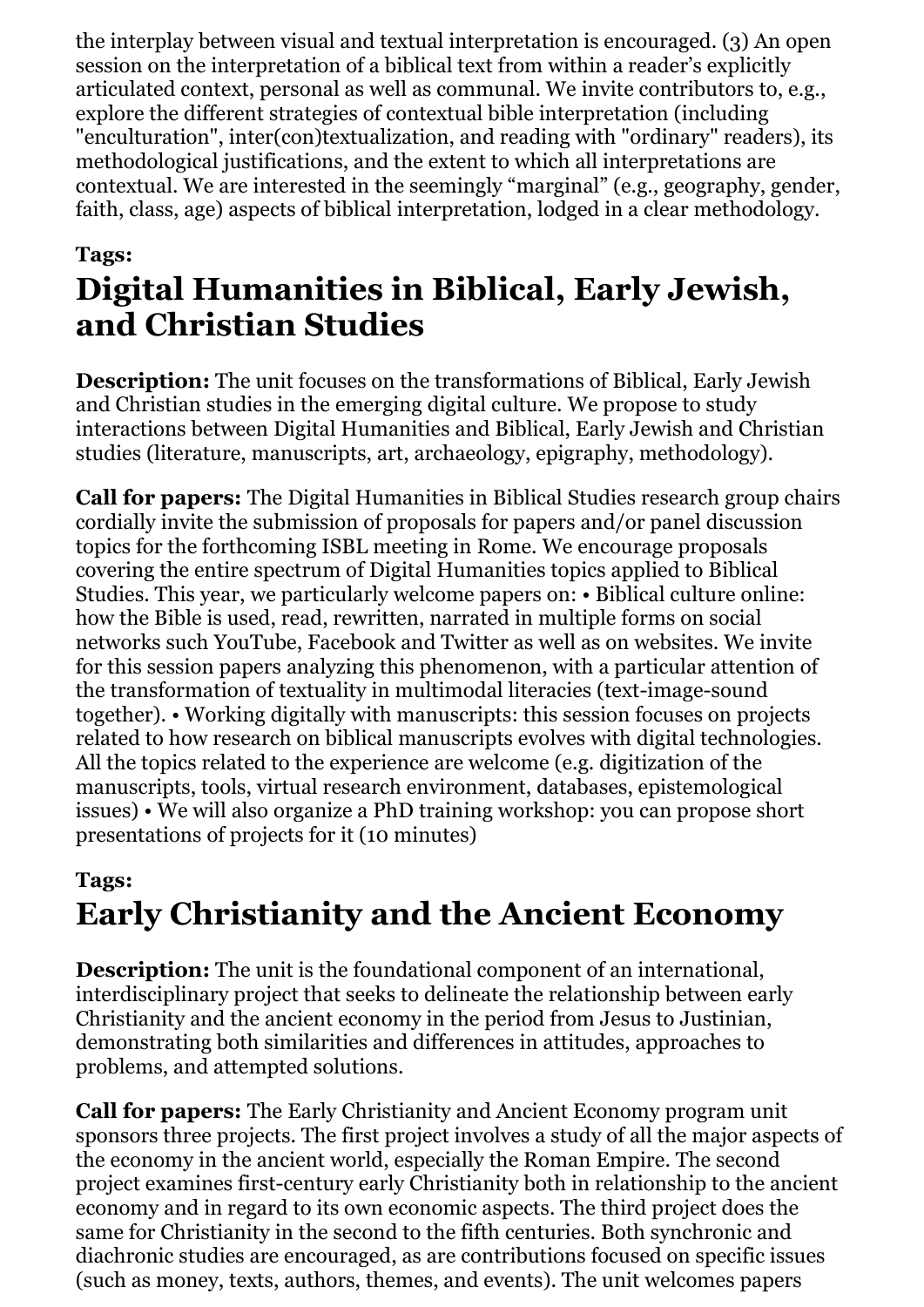the interplay between visual and textual interpretation is encouraged. (3) An open session on the interpretation of a biblical text from within a reader's explicitly articulated context, personal as well as communal. We invite contributors to, e.g., explore the different strategies of contextual bible interpretation (including "enculturation", inter(con)textualization, and reading with "ordinary" readers), its methodological justifications, and the extent to which all interpretations are contextual. We are interested in the seemingly "marginal" (e.g., geography, gender, faith, class, age) aspects of biblical interpretation, lodged in a clear methodology.

**Tags:**

# Digital Humanities in Biblical, Early Jewish, and Christian Studies

**Description:** The unit focuses on the transformations of Biblical, Early Jewish and Christian studies in the emerging digital culture. We propose to study interactions between Digital Humanities and Biblical, Early Jewish and Christian studies (literature, manuscripts, art, archaeology, epigraphy, methodology).

**Call for papers:** The Digital Humanities in Biblical Studies research group chairs cordially invite the submission of proposals for papers and/or panel discussion topics for the forthcoming ISBL meeting in Rome. We encourage proposals covering the entire spectrum of Digital Humanities topics applied to Biblical Studies. This year, we particularly welcome papers on: • Biblical culture online: how the Bible is used, read, rewritten, narrated in multiple forms on social networks such YouTube, Facebook and Twitter as well as on websites. We invite for this session papers analyzing this phenomenon, with a particular attention of the transformation of textuality in multimodal literacies (text-image-sound together). • Working digitally with manuscripts: this session focuses on projects related to how research on biblical manuscripts evolves with digital technologies. All the topics related to the experience are welcome (e.g. digitization of the manuscripts, tools, virtual research environment, databases, epistemological issues) • We will also organize a PhD training workshop: you can propose short presentations of projects for it (10 minutes)

**Tags:**

# Early Christianity and the Ancient Economy

**Description:** The unit is the foundational component of an international, interdisciplinary project that seeks to delineate the relationship between early Christianity and the ancient economy in the period from Jesus to Justinian, demonstrating both similarities and differences in attitudes, approaches to problems, and attempted solutions.

**Call for papers:** The Early Christianity and Ancient Economy program unit sponsors three projects. The first project involves a study of all the major aspects of the economy in the ancient world, especially the Roman Empire. The second project examines first-century early Christianity both in relationship to the ancient economy and in regard to its own economic aspects. The third project does the same for Christianity in the second to the fifth centuries. Both synchronic and diachronic studies are encouraged, as are contributions focused on specific issues (such as money, texts, authors, themes, and events). The unit welcomes papers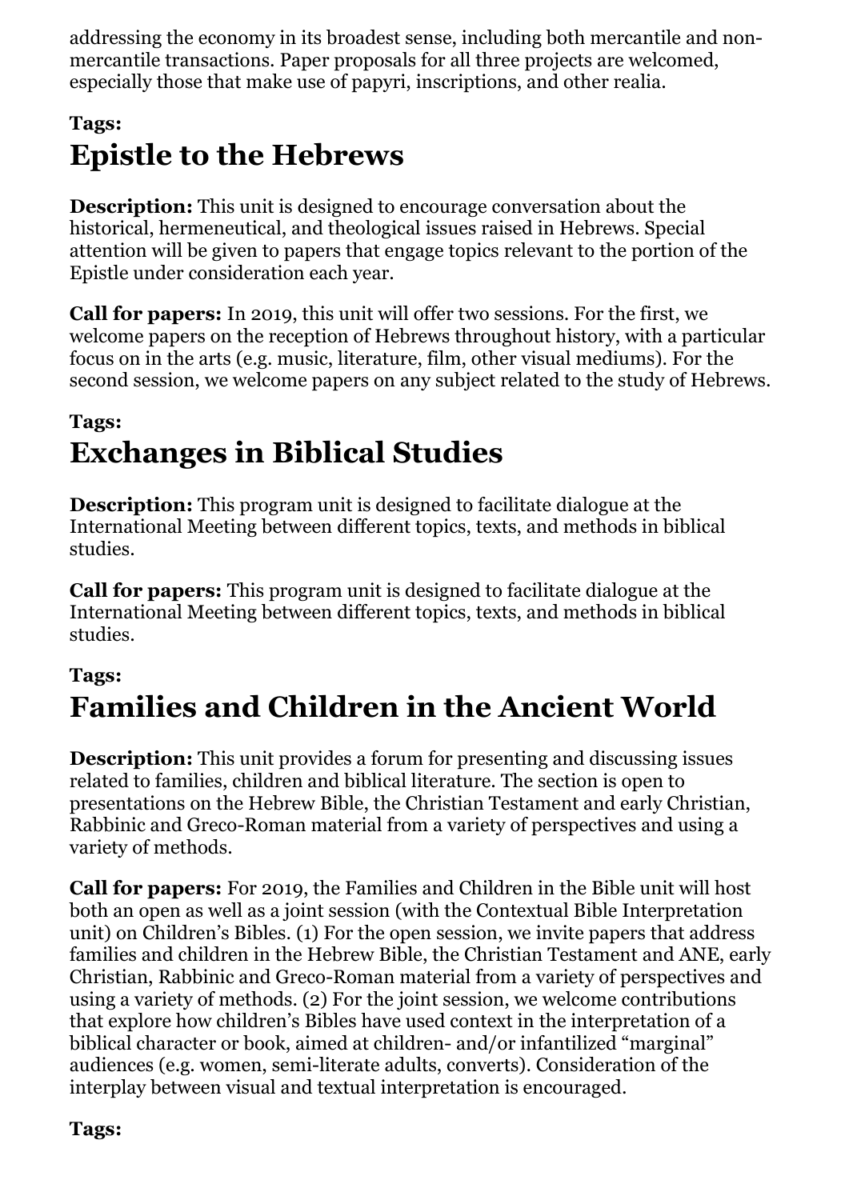addressing the economy in its broadest sense, including both mercantile and non-mercantile transactions. Paper proposals for all three projects are welcomed, especially those that make use of papyri, inscriptions, and other realia.

**Tags:**

# Epistle to the Hebrews

**Description:** This unit is designed to encourage conversation about the historical, hermeneutical, and theological issues raised in Hebrews. Special attention will be given to papers that engage topics relevant to the portion of the Epistle under consideration each year.

**Call for papers:** In 2019, this unit will offer two sessions. For the first, we welcome papers on the reception of Hebrews throughout history, with a particular focus on in the arts (e.g. music, literature, film, other visual mediums). For the second session, we welcome papers on any subject related to the study of Hebrews.

**Tags:**

# Exchanges in Biblical Studies

**Description:** This program unit is designed to facilitate dialogue at the International Meeting between different topics, texts, and methods in biblical studies.

**Call for papers:** This program unit is designed to facilitate dialogue at the International Meeting between different topics, texts, and methods in biblical studies.

**Tags:**

# Families and Children in the Ancient World

**Description:** This unit provides a forum for presenting and discussing issues related to families, children and biblical literature. The section is open to presentations on the Hebrew Bible, the Christian Testament and early Christian, Rabbinic and Greco-Roman material from a variety of perspectives and using a variety of methods.

**Call for papers:** For 2019, the Families and Children in the Bible unit will host both an open as well as a joint session (with the Contextual Bible Interpretation unit) on Children's Bibles. (1) For the open session, we invite papers that address families and children in the Hebrew Bible, the Christian Testament and ANE, early Christian, Rabbinic and Greco-Roman material from a variety of perspectives and using a variety of methods. (2) For the joint session, we welcome contributions that explore how children's Bibles have used context in the interpretation of a biblical character or book, aimed at children- and/or infantilized "marginal" audiences (e.g. women, semi-literate adults, converts). Consideration of the interplay between visual and textual interpretation is encouraged.

**Tags:**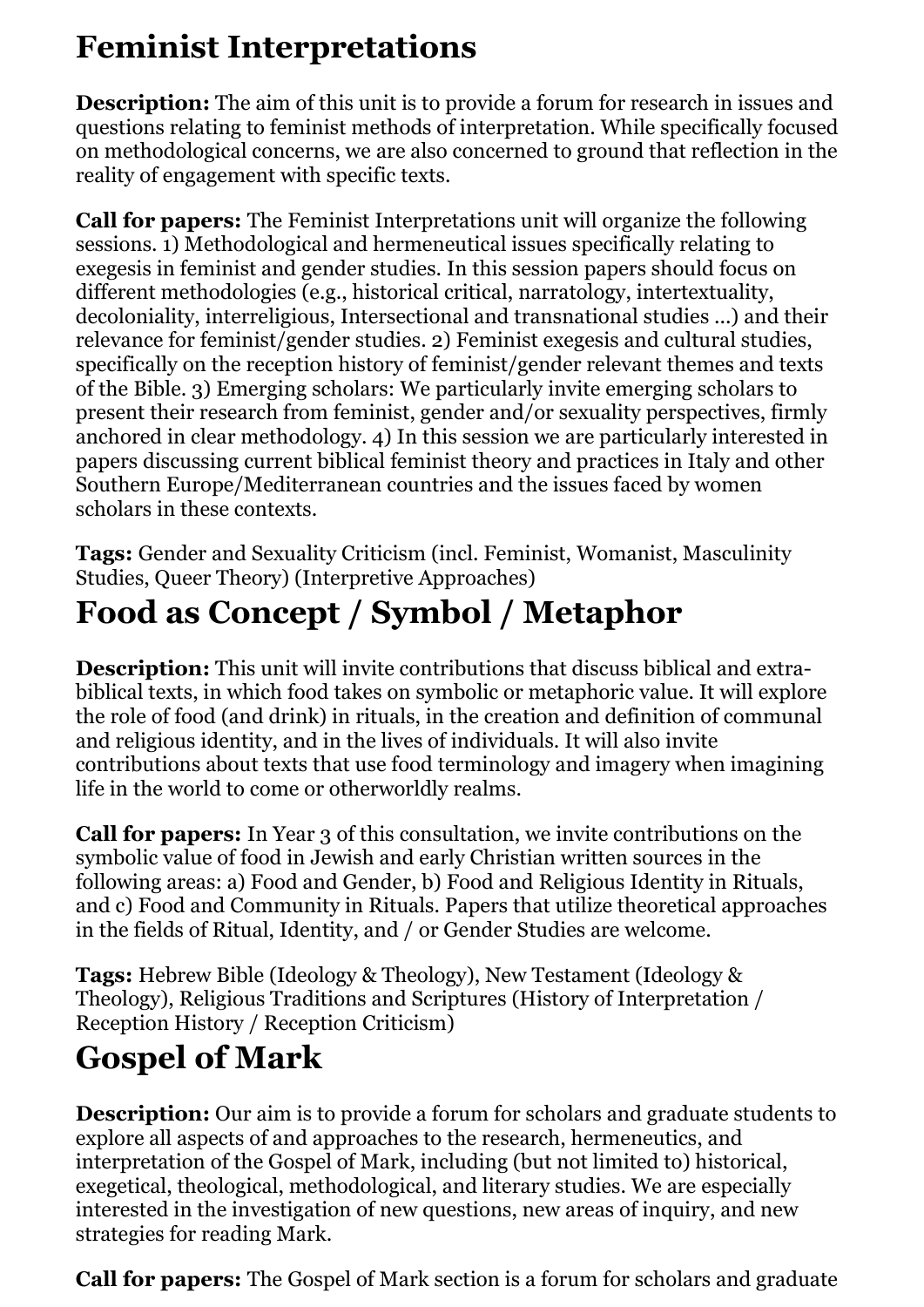# Feminist Interpretations

**Description:** The aim of this unit is to provide a forum for research in issues and questions relating to feminist methods of interpretation. While specifically focused on methodological concerns, we are also concerned to ground that reflection in the reality of engagement with specific texts.

**Call for papers:** The Feminist Interpretations unit will organize the following sessions. 1) Methodological and hermeneutical issues specifically relating to exegesis in feminist and gender studies. In this session papers should focus on different methodologies (e.g., historical critical, narratology, intertextuality, decoloniality, interreligious, Intersectional and transnational studies ...) and their relevance for feminist/gender studies. 2) Feminist exegesis and cultural studies, specifically on the reception history of feminist/gender relevant themes and texts of the Bible. 3) Emerging scholars: We particularly invite emerging scholars to present their research from feminist, gender and/or sexuality perspectives, firmly anchored in clear methodology. 4) In this session we are particularly interested in papers discussing current biblical feminist theory and practices in Italy and other Southern Europe/Mediterranean countries and the issues faced by women scholars in these contexts.

**Tags:** Gender and Sexuality Criticism (incl. Feminist, Womanist, Masculinity Studies, Queer Theory) (Interpretive Approaches)

# Food as Concept / Symbol / Metaphor

**Description:** This unit will invite contributions that discuss biblical and extra-biblical texts, in which food takes on symbolic or metaphoric value. It will explore the role of food (and drink) in rituals, in the creation and definition of communal and religious identity, and in the lives of individuals. It will also invite contributions about texts that use food terminology and imagery when imagining life in the world to come or otherworldly realms.

**Call for papers:** In Year 3 of this consultation, we invite contributions on the symbolic value of food in Jewish and early Christian written sources in the following areas: a) Food and Gender, b) Food and Religious Identity in Rituals, and c) Food and Community in Rituals. Papers that utilize theoretical approaches in the fields of Ritual, Identity, and / or Gender Studies are welcome.

**Tags:** Hebrew Bible (Ideology & Theology), New Testament (Ideology & Theology), Religious Traditions and Scriptures (History of Interpretation / Reception History / Reception Criticism)

# Gospel of Mark

**Description:** Our aim is to provide a forum for scholars and graduate students to explore all aspects of and approaches to the research, hermeneutics, and interpretation of the Gospel of Mark, including (but not limited to) historical, exegetical, theological, methodological, and literary studies. We are especially interested in the investigation of new questions, new areas of inquiry, and new strategies for reading Mark.

**Call for papers:** The Gospel of Mark section is a forum for scholars and graduate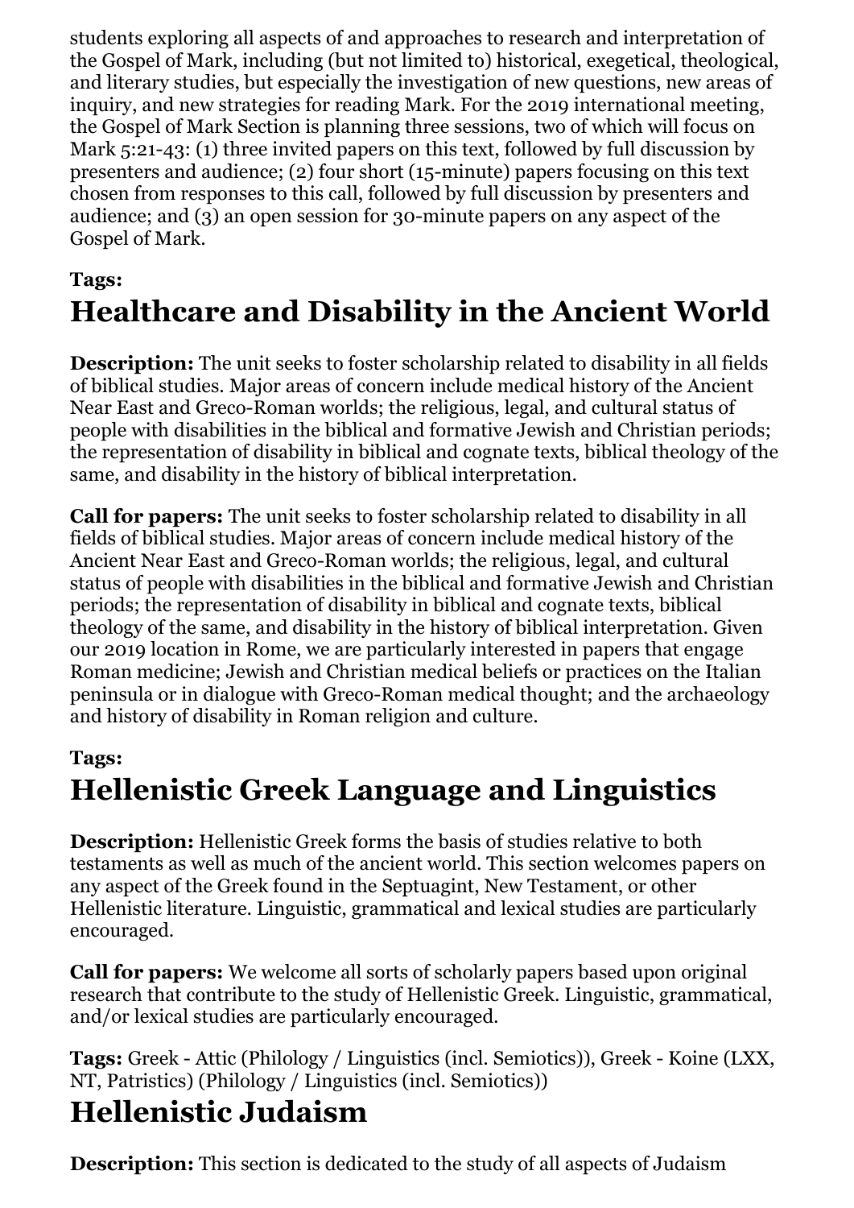students exploring all aspects of and approaches to research and interpretation of the Gospel of Mark, including (but not limited to) historical, exegetical, theological, and literary studies, but especially the investigation of new questions, new areas of inquiry, and new strategies for reading Mark. For the 2019 international meeting, the Gospel of Mark Section is planning three sessions, two of which will focus on Mark 5:21-43: (1) three invited papers on this text, followed by full discussion by presenters and audience; (2) four short (15-minute) papers focusing on this text chosen from responses to this call, followed by full discussion by presenters and audience; and (3) an open session for 30-minute papers on any aspect of the Gospel of Mark.

**Tags:**

# Healthcare and Disability in the Ancient World

**Description:** The unit seeks to foster scholarship related to disability in all fields of biblical studies. Major areas of concern include medical history of the Ancient Near East and Greco-Roman worlds; the religious, legal, and cultural status of people with disabilities in the biblical and formative Jewish and Christian periods; the representation of disability in biblical and cognate texts, biblical theology of the same, and disability in the history of biblical interpretation.

**Call for papers:** The unit seeks to foster scholarship related to disability in all fields of biblical studies. Major areas of concern include medical history of the Ancient Near East and Greco-Roman worlds; the religious, legal, and cultural status of people with disabilities in the biblical and formative Jewish and Christian periods; the representation of disability in biblical and cognate texts, biblical theology of the same, and disability in the history of biblical interpretation. Given our 2019 location in Rome, we are particularly interested in papers that engage Roman medicine; Jewish and Christian medical beliefs or practices on the Italian peninsula or in dialogue with Greco-Roman medical thought; and the archaeology and history of disability in Roman religion and culture.

**Tags:**

# Hellenistic Greek Language and Linguistics

**Description:** Hellenistic Greek forms the basis of studies relative to both testaments as well as much of the ancient world. This section welcomes papers on any aspect of the Greek found in the Septuagint, New Testament, or other Hellenistic literature. Linguistic, grammatical and lexical studies are particularly encouraged.

**Call for papers:** We welcome all sorts of scholarly papers based upon original research that contribute to the study of Hellenistic Greek. Linguistic, grammatical, and/or lexical studies are particularly encouraged.

**Tags:** Greek - Attic (Philology / Linguistics (incl. Semiotics)), Greek - Koine (LXX, NT, Patristics) (Philology / Linguistics (incl. Semiotics))

# Hellenistic Judaism

**Description:** This section is dedicated to the study of all aspects of Judaism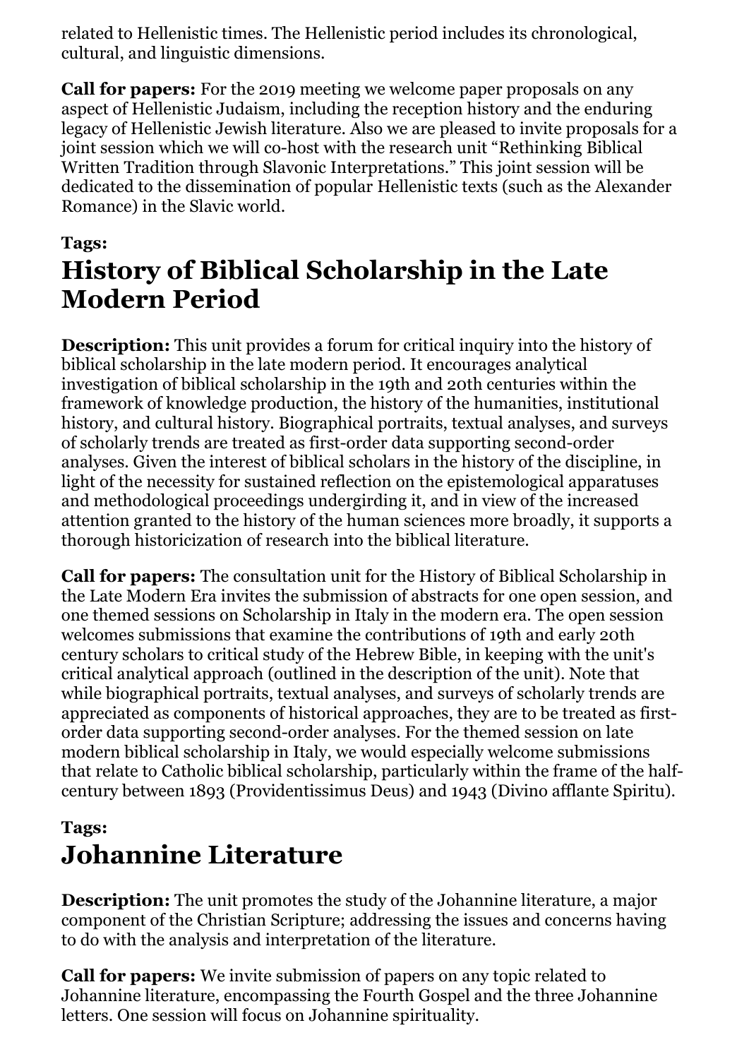related to Hellenistic times. The Hellenistic period includes its chronological, cultural, and linguistic dimensions.

**Call for papers:** For the 2019 meeting we welcome paper proposals on any aspect of Hellenistic Judaism, including the reception history and the enduring legacy of Hellenistic Jewish literature. Also we are pleased to invite proposals for a joint session which we will co-host with the research unit "Rethinking Biblical Written Tradition through Slavonic Interpretations." This joint session will be dedicated to the dissemination of popular Hellenistic texts (such as the Alexander Romance) in the Slavic world.

**Tags:**

# History of Biblical Scholarship in the Late Modern Period

**Description:** This unit provides a forum for critical inquiry into the history of biblical scholarship in the late modern period. It encourages analytical investigation of biblical scholarship in the 19th and 20th centuries within the framework of knowledge production, the history of the humanities, institutional history, and cultural history. Biographical portraits, textual analyses, and surveys of scholarly trends are treated as first-order data supporting second-order analyses. Given the interest of biblical scholars in the history of the discipline, in light of the necessity for sustained reflection on the epistemological apparatuses and methodological proceedings undergirding it, and in view of the increased attention granted to the history of the human sciences more broadly, it supports a thorough historicization of research into the biblical literature.

**Call for papers:** The consultation unit for the History of Biblical Scholarship in the Late Modern Era invites the submission of abstracts for one open session, and one themed sessions on Scholarship in Italy in the modern era. The open session welcomes submissions that examine the contributions of 19th and early 20th century scholars to critical study of the Hebrew Bible, in keeping with the unit's critical analytical approach (outlined in the description of the unit). Note that while biographical portraits, textual analyses, and surveys of scholarly trends are appreciated as components of historical approaches, they are to be treated as first-order data supporting second-order analyses. For the themed session on late modern biblical scholarship in Italy, we would especially welcome submissions that relate to Catholic biblical scholarship, particularly within the frame of the half-century between 1893 (Providentissimus Deus) and 1943 (Divino afflante Spiritu).

**Tags:**

# Johannine Literature

**Description:** The unit promotes the study of the Johannine literature, a major component of the Christian Scripture; addressing the issues and concerns having to do with the analysis and interpretation of the literature.

**Call for papers:** We invite submission of papers on any topic related to Johannine literature, encompassing the Fourth Gospel and the three Johannine letters. One session will focus on Johannine spirituality.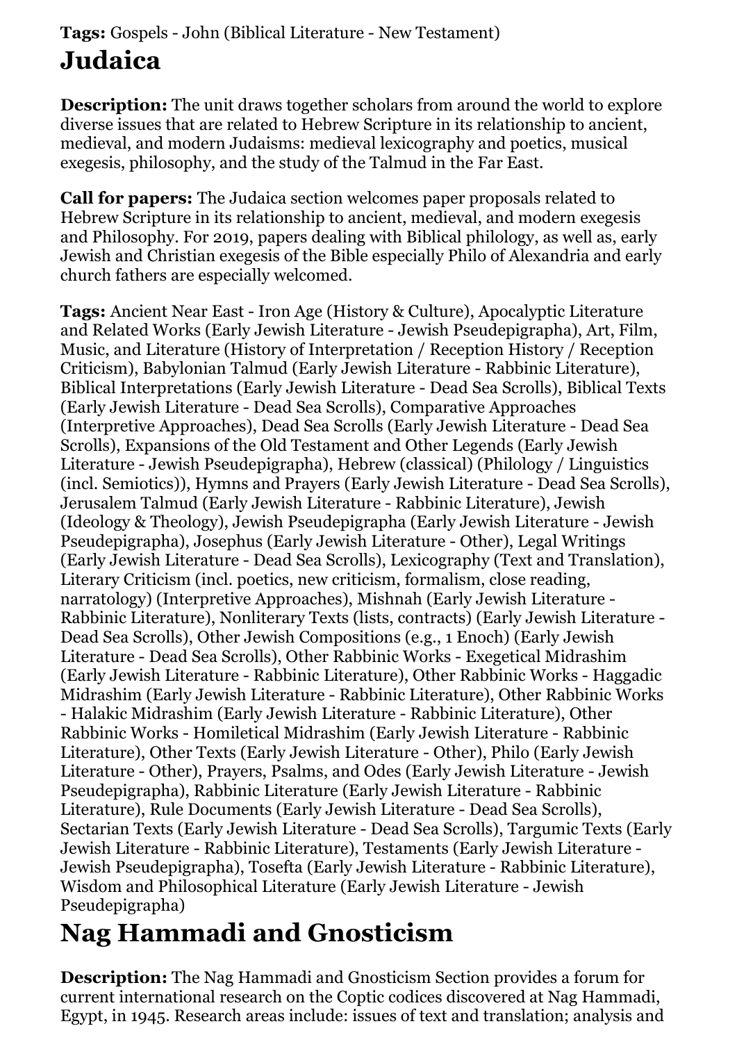**Tags:** Gospels - John (Biblical Literature - New Testament)

# Judaica

**Description:** The unit draws together scholars from around the world to explore diverse issues that are related to Hebrew Scripture in its relationship to ancient, medieval, and modern Judaisms: medieval lexicography and poetics, musical exegesis, philosophy, and the study of the Talmud in the Far East.

**Call for papers:** The Judaica section welcomes paper proposals related to Hebrew Scripture in its relationship to ancient, medieval, and modern exegesis and Philosophy. For 2019, papers dealing with Biblical philology, as well as, early Jewish and Christian exegesis of the Bible especially Philo of Alexandria and early church fathers are especially welcomed.

**Tags:** Ancient Near East - Iron Age (History & Culture), Apocalyptic Literature and Related Works (Early Jewish Literature - Jewish Pseudepigrapha), Art, Film, Music, and Literature (History of Interpretation / Reception History / Reception Criticism), Babylonian Talmud (Early Jewish Literature - Rabbinic Literature), Biblical Interpretations (Early Jewish Literature - Dead Sea Scrolls), Biblical Texts (Early Jewish Literature - Dead Sea Scrolls), Comparative Approaches (Interpretive Approaches), Dead Sea Scrolls (Early Jewish Literature - Dead Sea Scrolls), Expansions of the Old Testament and Other Legends (Early Jewish Literature - Jewish Pseudepigrapha), Hebrew (classical) (Philology / Linguistics (incl. Semiotics)), Hymns and Prayers (Early Jewish Literature - Dead Sea Scrolls), Jerusalem Talmud (Early Jewish Literature - Rabbinic Literature), Jewish (Ideology & Theology), Jewish Pseudepigrapha (Early Jewish Literature - Jewish Pseudepigrapha), Josephus (Early Jewish Literature - Other), Legal Writings (Early Jewish Literature - Dead Sea Scrolls), Lexicography (Text and Translation), Literary Criticism (incl. poetics, new criticism, formalism, close reading, narratology) (Interpretive Approaches), Mishnah (Early Jewish Literature - Rabbinic Literature), Nonliterary Texts (lists, contracts) (Early Jewish Literature - Dead Sea Scrolls), Other Jewish Compositions (e.g., 1 Enoch) (Early Jewish Literature - Dead Sea Scrolls), Other Rabbinic Works - Exegetical Midrashim (Early Jewish Literature - Rabbinic Literature), Other Rabbinic Works - Haggadic Midrashim (Early Jewish Literature - Rabbinic Literature), Other Rabbinic Works - Halakic Midrashim (Early Jewish Literature - Rabbinic Literature), Other Rabbinic Works - Homiletical Midrashim (Early Jewish Literature - Rabbinic Literature), Other Texts (Early Jewish Literature - Other), Philo (Early Jewish Literature - Other), Prayers, Psalms, and Odes (Early Jewish Literature - Jewish Pseudepigrapha), Rabbinic Literature (Early Jewish Literature - Rabbinic Literature), Rule Documents (Early Jewish Literature - Dead Sea Scrolls), Sectarian Texts (Early Jewish Literature - Dead Sea Scrolls), Targumic Texts (Early Jewish Literature - Rabbinic Literature), Testaments (Early Jewish Literature - Jewish Pseudepigrapha), Tosefta (Early Jewish Literature - Rabbinic Literature), Wisdom and Philosophical Literature (Early Jewish Literature - Jewish Pseudepigrapha)

# Nag Hammadi and Gnosticism

**Description:** The Nag Hammadi and Gnosticism Section provides a forum for current international research on the Coptic codices discovered at Nag Hammadi, Egypt, in 1945. Research areas include: issues of text and translation; analysis and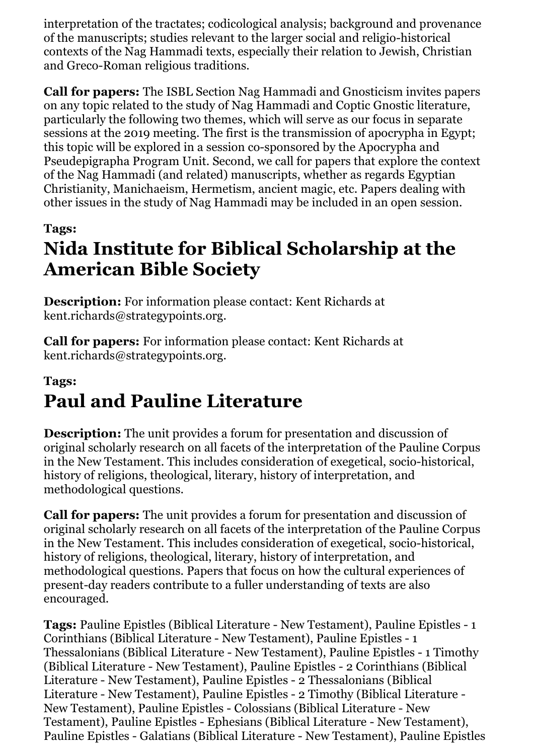interpretation of the tractates; codicological analysis; background and provenance of the manuscripts; studies relevant to the larger social and religio-historical contexts of the Nag Hammadi texts, especially their relation to Jewish, Christian and Greco-Roman religious traditions.

**Call for papers:** The ISBL Section Nag Hammadi and Gnosticism invites papers on any topic related to the study of Nag Hammadi and Coptic Gnostic literature, particularly the following two themes, which will serve as our focus in separate sessions at the 2019 meeting. The first is the transmission of apocrypha in Egypt; this topic will be explored in a session co-sponsored by the Apocrypha and Pseudepigrapha Program Unit. Second, we call for papers that explore the context of the Nag Hammadi (and related) manuscripts, whether as regards Egyptian Christianity, Manichaeism, Hermetism, ancient magic, etc. Papers dealing with other issues in the study of Nag Hammadi may be included in an open session.

**Tags:**

# Nida Institute for Biblical Scholarship at the American Bible Society

**Description:** For information please contact: Kent Richards at kent.richards@strategypoints.org.

**Call for papers:** For information please contact: Kent Richards at kent.richards@strategypoints.org.

**Tags:**

# Paul and Pauline Literature

**Description:** The unit provides a forum for presentation and discussion of original scholarly research on all facets of the interpretation of the Pauline Corpus in the New Testament. This includes consideration of exegetical, socio-historical, history of religions, theological, literary, history of interpretation, and methodological questions.

**Call for papers:** The unit provides a forum for presentation and discussion of original scholarly research on all facets of the interpretation of the Pauline Corpus in the New Testament. This includes consideration of exegetical, socio-historical, history of religions, theological, literary, history of interpretation, and methodological questions. Papers that focus on how the cultural experiences of present-day readers contribute to a fuller understanding of texts are also encouraged.

**Tags:** Pauline Epistles (Biblical Literature - New Testament), Pauline Epistles - 1 Corinthians (Biblical Literature - New Testament), Pauline Epistles - 1 Thessalonians (Biblical Literature - New Testament), Pauline Epistles - 1 Timothy (Biblical Literature - New Testament), Pauline Epistles - 2 Corinthians (Biblical Literature - New Testament), Pauline Epistles - 2 Thessalonians (Biblical Literature - New Testament), Pauline Epistles - 2 Timothy (Biblical Literature - New Testament), Pauline Epistles - Colossians (Biblical Literature - New Testament), Pauline Epistles - Ephesians (Biblical Literature - New Testament), Pauline Epistles - Galatians (Biblical Literature - New Testament), Pauline Epistles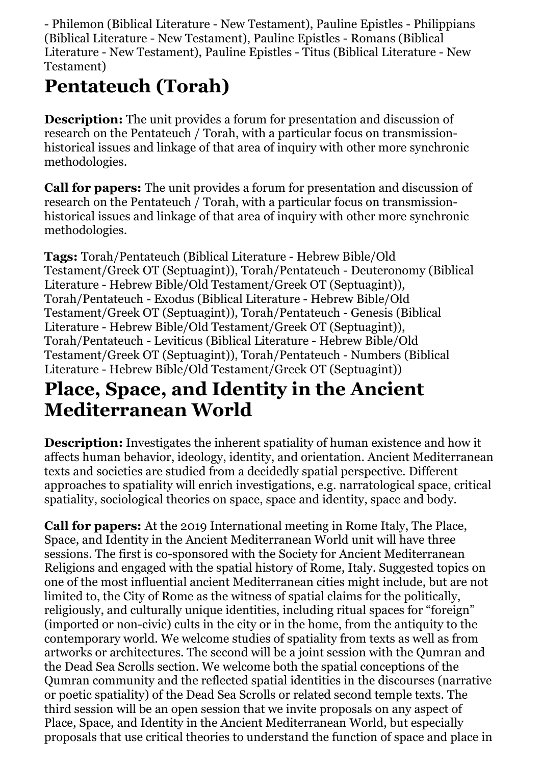- Philemon (Biblical Literature - New Testament), Pauline Epistles - Philippians (Biblical Literature - New Testament), Pauline Epistles - Romans (Biblical Literature - New Testament), Pauline Epistles - Titus (Biblical Literature - New Testament)

# Pentateuch (Torah)

**Description:** The unit provides a forum for presentation and discussion of research on the Pentateuch / Torah, with a particular focus on transmission-historical issues and linkage of that area of inquiry with other more synchronic methodologies.

**Call for papers:** The unit provides a forum for presentation and discussion of research on the Pentateuch / Torah, with a particular focus on transmission-historical issues and linkage of that area of inquiry with other more synchronic methodologies.

**Tags:** Torah/Pentateuch (Biblical Literature - Hebrew Bible/Old Testament/Greek OT (Septuagint)), Torah/Pentateuch - Deuteronomy (Biblical Literature - Hebrew Bible/Old Testament/Greek OT (Septuagint)), Torah/Pentateuch - Exodus (Biblical Literature - Hebrew Bible/Old Testament/Greek OT (Septuagint)), Torah/Pentateuch - Genesis (Biblical Literature - Hebrew Bible/Old Testament/Greek OT (Septuagint)), Torah/Pentateuch - Leviticus (Biblical Literature - Hebrew Bible/Old Testament/Greek OT (Septuagint)), Torah/Pentateuch - Numbers (Biblical Literature - Hebrew Bible/Old Testament/Greek OT (Septuagint))

# Place, Space, and Identity in the Ancient Mediterranean World

**Description:** Investigates the inherent spatiality of human existence and how it affects human behavior, ideology, identity, and orientation. Ancient Mediterranean texts and societies are studied from a decidedly spatial perspective. Different approaches to spatiality will enrich investigations, e.g. narratological space, critical spatiality, sociological theories on space, space and identity, space and body.

**Call for papers:** At the 2019 International meeting in Rome Italy, The Place, Space, and Identity in the Ancient Mediterranean World unit will have three sessions. The first is co-sponsored with the Society for Ancient Mediterranean Religions and engaged with the spatial history of Rome, Italy. Suggested topics on one of the most influential ancient Mediterranean cities might include, but are not limited to, the City of Rome as the witness of spatial claims for the politically, religiously, and culturally unique identities, including ritual spaces for "foreign" (imported or non-civic) cults in the city or in the home, from the antiquity to the contemporary world. We welcome studies of spatiality from texts as well as from artworks or architectures. The second will be a joint session with the Qumran and the Dead Sea Scrolls section. We welcome both the spatial conceptions of the Qumran community and the reflected spatial identities in the discourses (narrative or poetic spatiality) of the Dead Sea Scrolls or related second temple texts. The third session will be an open session that we invite proposals on any aspect of Place, Space, and Identity in the Ancient Mediterranean World, but especially proposals that use critical theories to understand the function of space and place in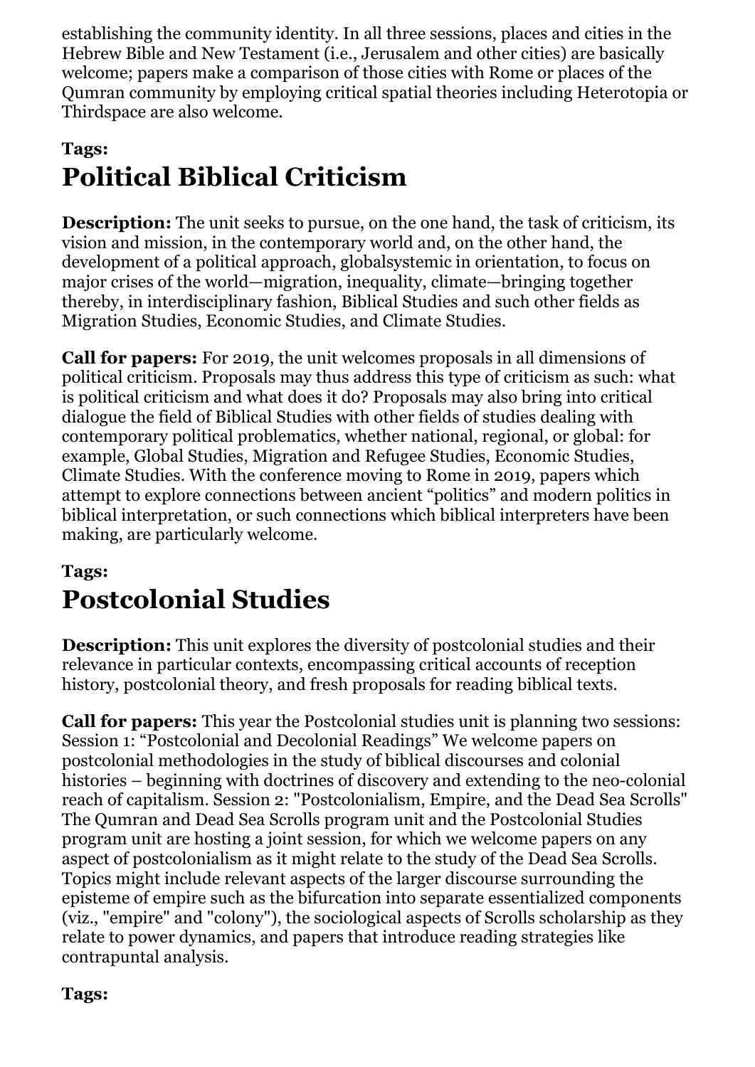establishing the community identity. In all three sessions, places and cities in the Hebrew Bible and New Testament (i.e., Jerusalem and other cities) are basically welcome; papers make a comparison of those cities with Rome or places of the Qumran community by employing critical spatial theories including Heterotopia or Thirdspace are also welcome.

**Tags:**

# Political Biblical Criticism

**Description:** The unit seeks to pursue, on the one hand, the task of criticism, its vision and mission, in the contemporary world and, on the other hand, the development of a political approach, globalsystemic in orientation, to focus on major crises of the world—migration, inequality, climate—bringing together thereby, in interdisciplinary fashion, Biblical Studies and such other fields as Migration Studies, Economic Studies, and Climate Studies.

**Call for papers:** For 2019, the unit welcomes proposals in all dimensions of political criticism. Proposals may thus address this type of criticism as such: what is political criticism and what does it do? Proposals may also bring into critical dialogue the field of Biblical Studies with other fields of studies dealing with contemporary political problematics, whether national, regional, or global: for example, Global Studies, Migration and Refugee Studies, Economic Studies, Climate Studies. With the conference moving to Rome in 2019, papers which attempt to explore connections between ancient "politics" and modern politics in biblical interpretation, or such connections which biblical interpreters have been making, are particularly welcome.

**Tags:**

# Postcolonial Studies

**Description:** This unit explores the diversity of postcolonial studies and their relevance in particular contexts, encompassing critical accounts of reception history, postcolonial theory, and fresh proposals for reading biblical texts.

**Call for papers:** This year the Postcolonial studies unit is planning two sessions: Session 1: "Postcolonial and Decolonial Readings" We welcome papers on postcolonial methodologies in the study of biblical discourses and colonial histories – beginning with doctrines of discovery and extending to the neo-colonial reach of capitalism. Session 2: "Postcolonialism, Empire, and the Dead Sea Scrolls" The Qumran and Dead Sea Scrolls program unit and the Postcolonial Studies program unit are hosting a joint session, for which we welcome papers on any aspect of postcolonialism as it might relate to the study of the Dead Sea Scrolls. Topics might include relevant aspects of the larger discourse surrounding the episteme of empire such as the bifurcation into separate essentialized components (viz., "empire" and "colony"), the sociological aspects of Scrolls scholarship as they relate to power dynamics, and papers that introduce reading strategies like contrapuntal analysis.

**Tags:**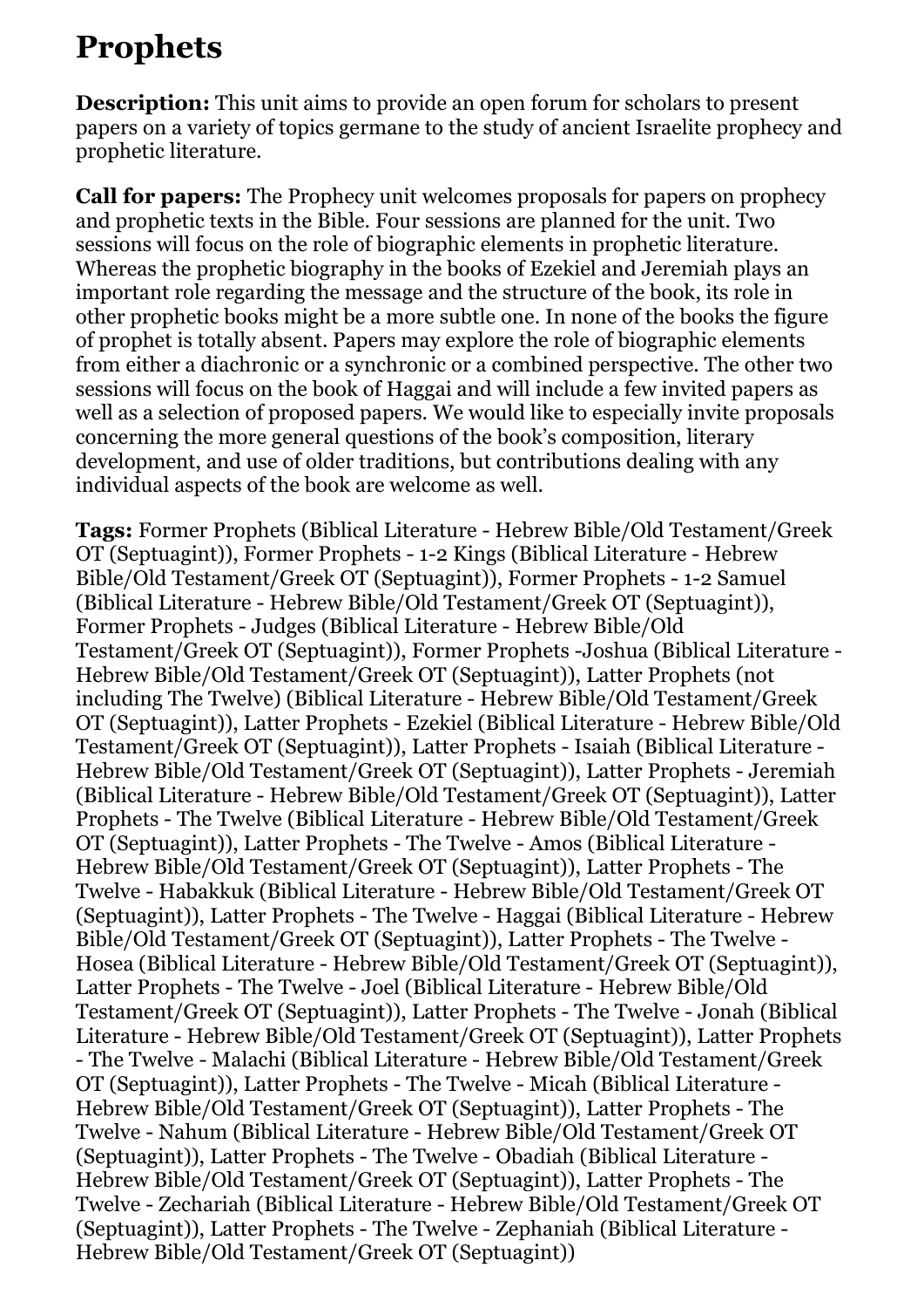# Prophets

**Description:** This unit aims to provide an open forum for scholars to present papers on a variety of topics germane to the study of ancient Israelite prophecy and prophetic literature.

**Call for papers:** The Prophecy unit welcomes proposals for papers on prophecy and prophetic texts in the Bible. Four sessions are planned for the unit. Two sessions will focus on the role of biographic elements in prophetic literature. Whereas the prophetic biography in the books of Ezekiel and Jeremiah plays an important role regarding the message and the structure of the book, its role in other prophetic books might be a more subtle one. In none of the books the figure of prophet is totally absent. Papers may explore the role of biographic elements from either a diachronic or a synchronic or a combined perspective. The other two sessions will focus on the book of Haggai and will include a few invited papers as well as a selection of proposed papers. We would like to especially invite proposals concerning the more general questions of the book's composition, literary development, and use of older traditions, but contributions dealing with any individual aspects of the book are welcome as well.

**Tags:** Former Prophets (Biblical Literature - Hebrew Bible/Old Testament/Greek OT (Septuagint)), Former Prophets - 1-2 Kings (Biblical Literature - Hebrew Bible/Old Testament/Greek OT (Septuagint)), Former Prophets - 1-2 Samuel (Biblical Literature - Hebrew Bible/Old Testament/Greek OT (Septuagint)), Former Prophets - Judges (Biblical Literature - Hebrew Bible/Old Testament/Greek OT (Septuagint)), Former Prophets -Joshua (Biblical Literature - Hebrew Bible/Old Testament/Greek OT (Septuagint)), Latter Prophets (not including The Twelve) (Biblical Literature - Hebrew Bible/Old Testament/Greek OT (Septuagint)), Latter Prophets - Ezekiel (Biblical Literature - Hebrew Bible/Old Testament/Greek OT (Septuagint)), Latter Prophets - Isaiah (Biblical Literature - Hebrew Bible/Old Testament/Greek OT (Septuagint)), Latter Prophets - Jeremiah (Biblical Literature - Hebrew Bible/Old Testament/Greek OT (Septuagint)), Latter Prophets - The Twelve (Biblical Literature - Hebrew Bible/Old Testament/Greek OT (Septuagint)), Latter Prophets - The Twelve - Amos (Biblical Literature - Hebrew Bible/Old Testament/Greek OT (Septuagint)), Latter Prophets - The Twelve - Habakkuk (Biblical Literature - Hebrew Bible/Old Testament/Greek OT (Septuagint)), Latter Prophets - The Twelve - Haggai (Biblical Literature - Hebrew Bible/Old Testament/Greek OT (Septuagint)), Latter Prophets - The Twelve - Hosea (Biblical Literature - Hebrew Bible/Old Testament/Greek OT (Septuagint)), Latter Prophets - The Twelve - Joel (Biblical Literature - Hebrew Bible/Old Testament/Greek OT (Septuagint)), Latter Prophets - The Twelve - Jonah (Biblical Literature - Hebrew Bible/Old Testament/Greek OT (Septuagint)), Latter Prophets - The Twelve - Malachi (Biblical Literature - Hebrew Bible/Old Testament/Greek OT (Septuagint)), Latter Prophets - The Twelve - Micah (Biblical Literature - Hebrew Bible/Old Testament/Greek OT (Septuagint)), Latter Prophets - The Twelve - Nahum (Biblical Literature - Hebrew Bible/Old Testament/Greek OT (Septuagint)), Latter Prophets - The Twelve - Obadiah (Biblical Literature - Hebrew Bible/Old Testament/Greek OT (Septuagint)), Latter Prophets - The Twelve - Zechariah (Biblical Literature - Hebrew Bible/Old Testament/Greek OT (Septuagint)), Latter Prophets - The Twelve - Zephaniah (Biblical Literature - Hebrew Bible/Old Testament/Greek OT (Septuagint))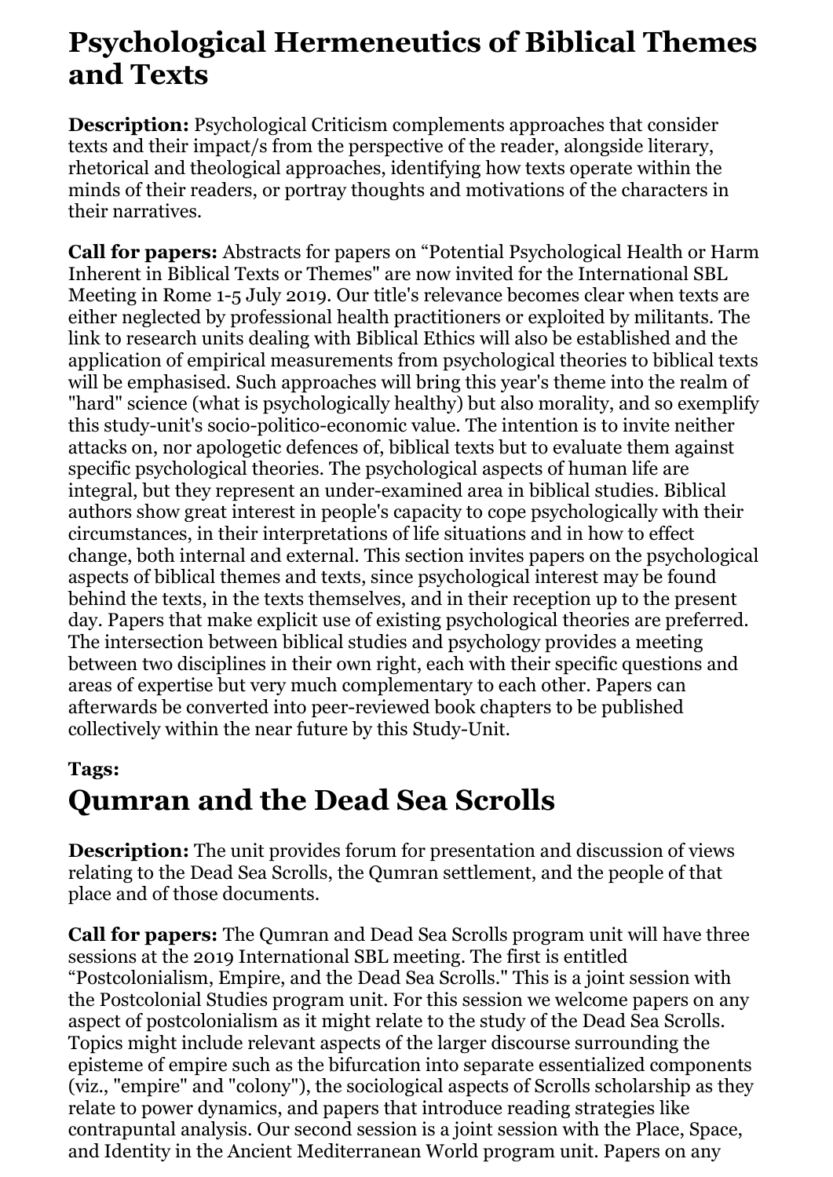# Psychological Hermeneutics of Biblical Themes and Texts

**Description:** Psychological Criticism complements approaches that consider texts and their impact/s from the perspective of the reader, alongside literary, rhetorical and theological approaches, identifying how texts operate within the minds of their readers, or portray thoughts and motivations of the characters in their narratives.

**Call for papers:** Abstracts for papers on "Potential Psychological Health or Harm Inherent in Biblical Texts or Themes" are now invited for the International SBL Meeting in Rome 1-5 July 2019. Our title's relevance becomes clear when texts are either neglected by professional health practitioners or exploited by militants. The link to research units dealing with Biblical Ethics will also be established and the application of empirical measurements from psychological theories to biblical texts will be emphasised. Such approaches will bring this year's theme into the realm of "hard" science (what is psychologically healthy) but also morality, and so exemplify this study-unit's socio-politico-economic value. The intention is to invite neither attacks on, nor apologetic defences of, biblical texts but to evaluate them against specific psychological theories. The psychological aspects of human life are integral, but they represent an under-examined area in biblical studies. Biblical authors show great interest in people's capacity to cope psychologically with their circumstances, in their interpretations of life situations and in how to effect change, both internal and external. This section invites papers on the psychological aspects of biblical themes and texts, since psychological interest may be found behind the texts, in the texts themselves, and in their reception up to the present day. Papers that make explicit use of existing psychological theories are preferred. The intersection between biblical studies and psychology provides a meeting between two disciplines in their own right, each with their specific questions and areas of expertise but very much complementary to each other. Papers can afterwards be converted into peer-reviewed book chapters to be published collectively within the near future by this Study-Unit.

**Tags:**

# Qumran and the Dead Sea Scrolls

**Description:** The unit provides forum for presentation and discussion of views relating to the Dead Sea Scrolls, the Qumran settlement, and the people of that place and of those documents.

**Call for papers:** The Qumran and Dead Sea Scrolls program unit will have three sessions at the 2019 International SBL meeting. The first is entitled "Postcolonialism, Empire, and the Dead Sea Scrolls." This is a joint session with the Postcolonial Studies program unit. For this session we welcome papers on any aspect of postcolonialism as it might relate to the study of the Dead Sea Scrolls. Topics might include relevant aspects of the larger discourse surrounding the episteme of empire such as the bifurcation into separate essentialized components (viz., "empire" and "colony"), the sociological aspects of Scrolls scholarship as they relate to power dynamics, and papers that introduce reading strategies like contrapuntal analysis. Our second session is a joint session with the Place, Space, and Identity in the Ancient Mediterranean World program unit. Papers on any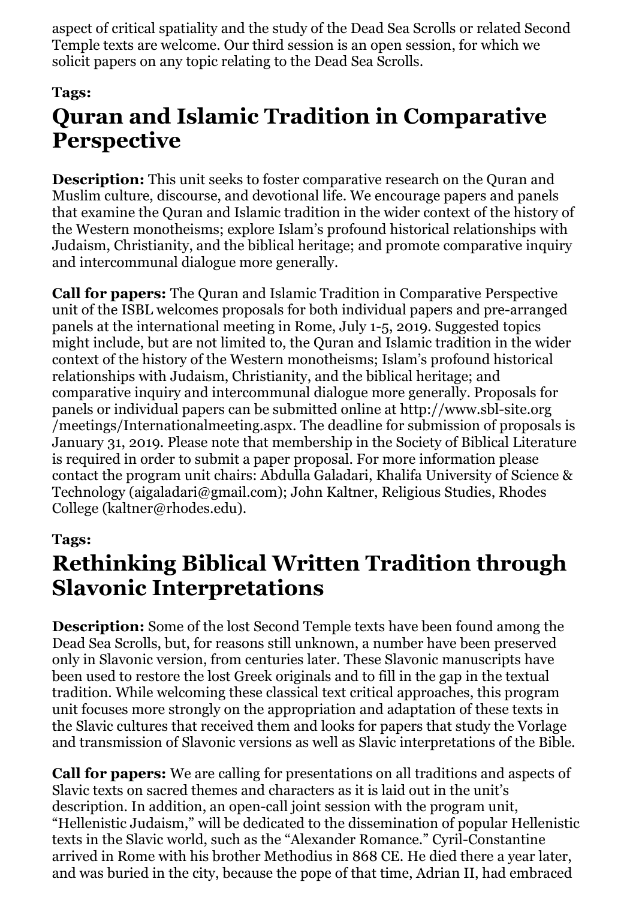aspect of critical spatiality and the study of the Dead Sea Scrolls or related Second Temple texts are welcome. Our third session is an open session, for which we solicit papers on any topic relating to the Dead Sea Scrolls.

**Tags:**

# Quran and Islamic Tradition in Comparative Perspective

**Description:** This unit seeks to foster comparative research on the Quran and Muslim culture, discourse, and devotional life. We encourage papers and panels that examine the Quran and Islamic tradition in the wider context of the history of the Western monotheisms; explore Islam's profound historical relationships with Judaism, Christianity, and the biblical heritage; and promote comparative inquiry and intercommunal dialogue more generally.

**Call for papers:** The Quran and Islamic Tradition in Comparative Perspective unit of the ISBL welcomes proposals for both individual papers and pre-arranged panels at the international meeting in Rome, July 1-5, 2019. Suggested topics might include, but are not limited to, the Quran and Islamic tradition in the wider context of the history of the Western monotheisms; Islam's profound historical relationships with Judaism, Christianity, and the biblical heritage; and comparative inquiry and intercommunal dialogue more generally. Proposals for panels or individual papers can be submitted online at http://www.sbl-site.org/meetings/Internationalmeeting.aspx. The deadline for submission of proposals is January 31, 2019. Please note that membership in the Society of Biblical Literature is required in order to submit a paper proposal. For more information please contact the program unit chairs: Abdulla Galadari, Khalifa University of Science & Technology (aigaladari@gmail.com); John Kaltner, Religious Studies, Rhodes College (kaltner@rhodes.edu).

**Tags:**

# Rethinking Biblical Written Tradition through Slavonic Interpretations

**Description:** Some of the lost Second Temple texts have been found among the Dead Sea Scrolls, but, for reasons still unknown, a number have been preserved only in Slavonic version, from centuries later. These Slavonic manuscripts have been used to restore the lost Greek originals and to fill in the gap in the textual tradition. While welcoming these classical text critical approaches, this program unit focuses more strongly on the appropriation and adaptation of these texts in the Slavic cultures that received them and looks for papers that study the Vorlage and transmission of Slavonic versions as well as Slavic interpretations of the Bible.

**Call for papers:** We are calling for presentations on all traditions and aspects of Slavic texts on sacred themes and characters as it is laid out in the unit's description. In addition, an open-call joint session with the program unit, "Hellenistic Judaism," will be dedicated to the dissemination of popular Hellenistic texts in the Slavic world, such as the "Alexander Romance." Cyril-Constantine arrived in Rome with his brother Methodius in 868 CE. He died there a year later, and was buried in the city, because the pope of that time, Adrian II, had embraced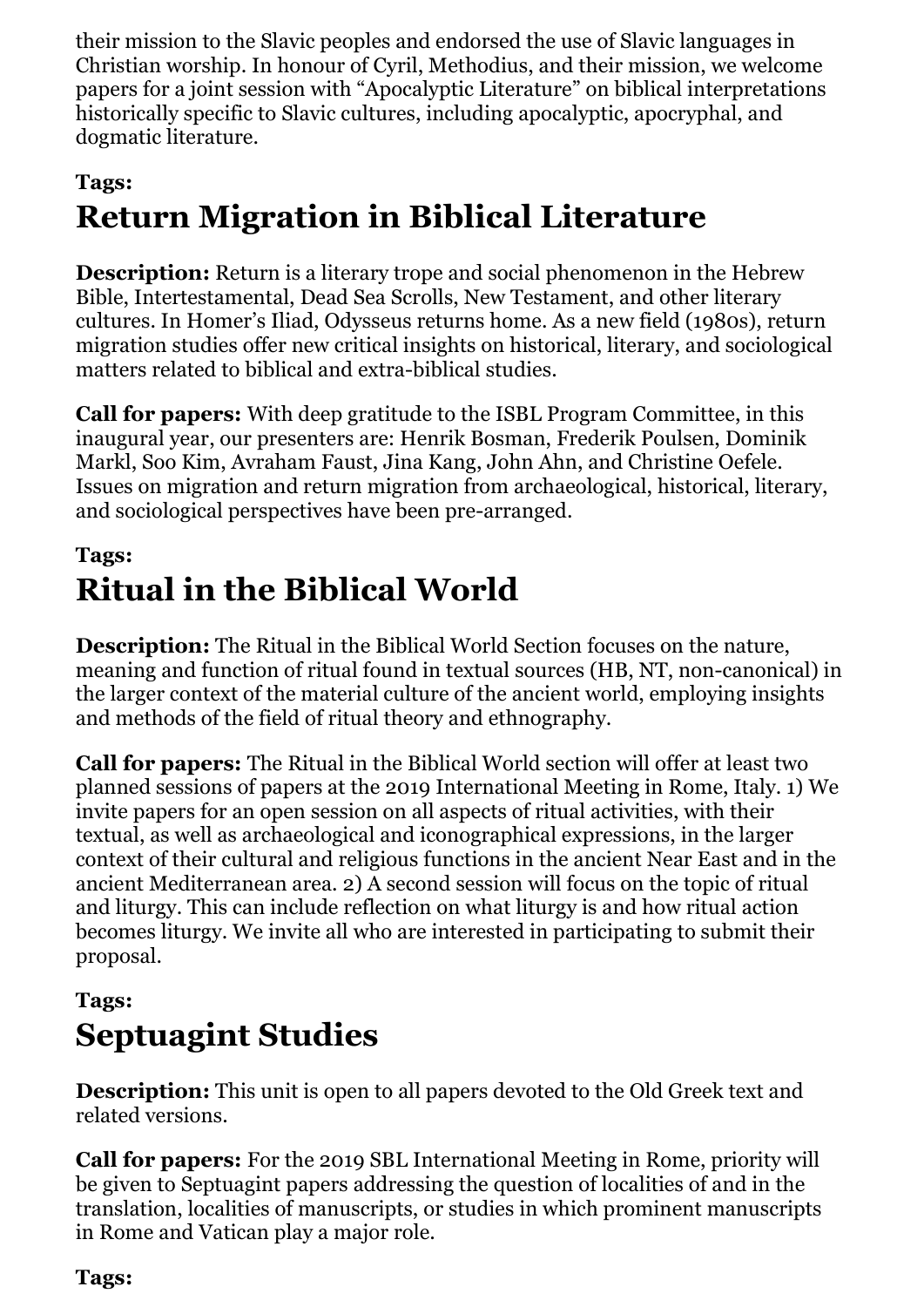their mission to the Slavic peoples and endorsed the use of Slavic languages in Christian worship. In honour of Cyril, Methodius, and their mission, we welcome papers for a joint session with “Apocalyptic Literature” on biblical interpretations historically specific to Slavic cultures, including apocalyptic, apocryphal, and dogmatic literature.

**Tags:**

# Return Migration in Biblical Literature

**Description:** Return is a literary trope and social phenomenon in the Hebrew Bible, Intertestamental, Dead Sea Scrolls, New Testament, and other literary cultures. In Homer’s Iliad, Odysseus returns home. As a new field (1980s), return migration studies offer new critical insights on historical, literary, and sociological matters related to biblical and extra-biblical studies.

**Call for papers:** With deep gratitude to the ISBL Program Committee, in this inaugural year, our presenters are: Henrik Bosman, Frederik Poulsen, Dominik Markl, Soo Kim, Avraham Faust, Jina Kang, John Ahn, and Christine Oefele. Issues on migration and return migration from archaeological, historical, literary, and sociological perspectives have been pre-arranged.

**Tags:**

# Ritual in the Biblical World

**Description:** The Ritual in the Biblical World Section focuses on the nature, meaning and function of ritual found in textual sources (HB, NT, non-canonical) in the larger context of the material culture of the ancient world, employing insights and methods of the field of ritual theory and ethnography.

**Call for papers:** The Ritual in the Biblical World section will offer at least two planned sessions of papers at the 2019 International Meeting in Rome, Italy. 1) We invite papers for an open session on all aspects of ritual activities, with their textual, as well as archaeological and iconographical expressions, in the larger context of their cultural and religious functions in the ancient Near East and in the ancient Mediterranean area. 2) A second session will focus on the topic of ritual and liturgy. This can include reflection on what liturgy is and how ritual action becomes liturgy. We invite all who are interested in participating to submit their proposal.

**Tags:**

# Septuagint Studies

**Description:** This unit is open to all papers devoted to the Old Greek text and related versions.

**Call for papers:** For the 2019 SBL International Meeting in Rome, priority will be given to Septuagint papers addressing the question of localities of and in the translation, localities of manuscripts, or studies in which prominent manuscripts in Rome and Vatican play a major role.

**Tags:**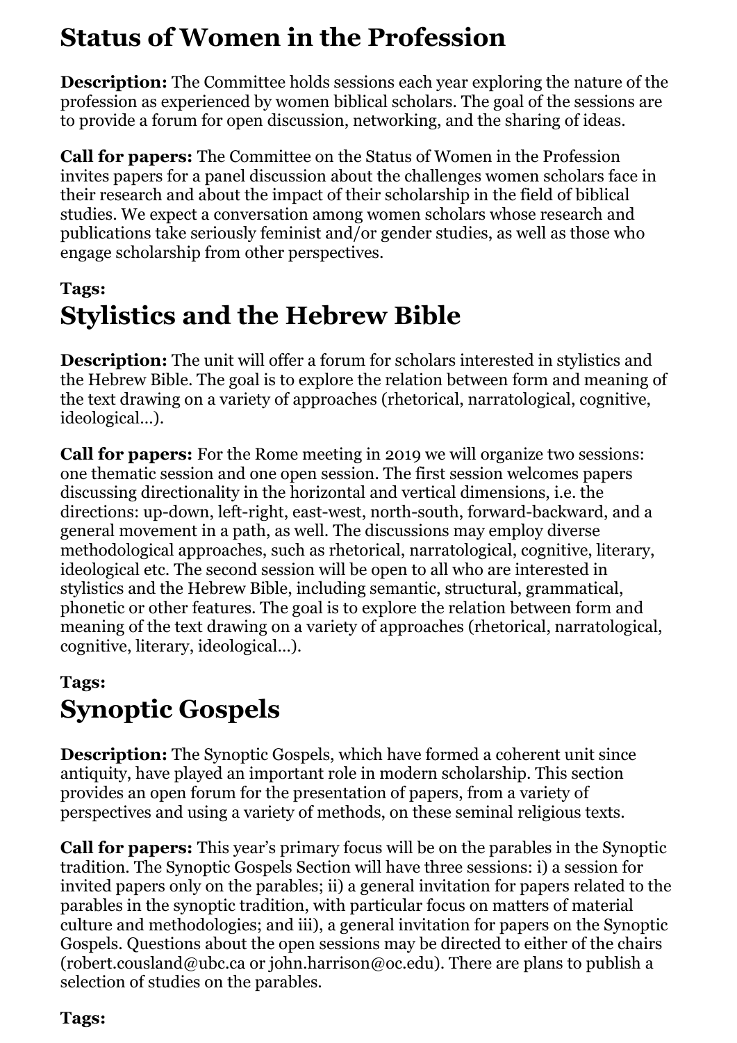# Status of Women in the Profession

**Description:** The Committee holds sessions each year exploring the nature of the profession as experienced by women biblical scholars. The goal of the sessions are to provide a forum for open discussion, networking, and the sharing of ideas.

**Call for papers:** The Committee on the Status of Women in the Profession invites papers for a panel discussion about the challenges women scholars face in their research and about the impact of their scholarship in the field of biblical studies. We expect a conversation among women scholars whose research and publications take seriously feminist and/or gender studies, as well as those who engage scholarship from other perspectives.

**Tags:**

# Stylistics and the Hebrew Bible

**Description:** The unit will offer a forum for scholars interested in stylistics and the Hebrew Bible. The goal is to explore the relation between form and meaning of the text drawing on a variety of approaches (rhetorical, narratological, cognitive, ideological…).

**Call for papers:** For the Rome meeting in 2019 we will organize two sessions: one thematic session and one open session. The first session welcomes papers discussing directionality in the horizontal and vertical dimensions, i.e. the directions: up-down, left-right, east-west, north-south, forward-backward, and a general movement in a path, as well. The discussions may employ diverse methodological approaches, such as rhetorical, narratological, cognitive, literary, ideological etc. The second session will be open to all who are interested in stylistics and the Hebrew Bible, including semantic, structural, grammatical, phonetic or other features. The goal is to explore the relation between form and meaning of the text drawing on a variety of approaches (rhetorical, narratological, cognitive, literary, ideological…).

**Tags:**

# Synoptic Gospels

**Description:** The Synoptic Gospels, which have formed a coherent unit since antiquity, have played an important role in modern scholarship. This section provides an open forum for the presentation of papers, from a variety of perspectives and using a variety of methods, on these seminal religious texts.

**Call for papers:** This year's primary focus will be on the parables in the Synoptic tradition. The Synoptic Gospels Section will have three sessions: i) a session for invited papers only on the parables; ii) a general invitation for papers related to the parables in the synoptic tradition, with particular focus on matters of material culture and methodologies; and iii), a general invitation for papers on the Synoptic Gospels. Questions about the open sessions may be directed to either of the chairs (robert.cousland@ubc.ca or john.harrison@oc.edu). There are plans to publish a selection of studies on the parables.

**Tags:**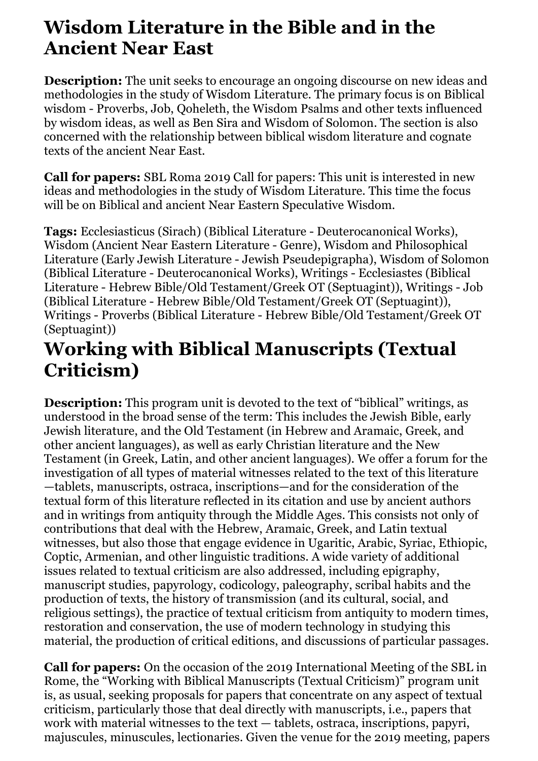# Wisdom Literature in the Bible and in the Ancient Near East

**Description:** The unit seeks to encourage an ongoing discourse on new ideas and methodologies in the study of Wisdom Literature. The primary focus is on Biblical wisdom - Proverbs, Job, Qoheleth, the Wisdom Psalms and other texts influenced by wisdom ideas, as well as Ben Sira and Wisdom of Solomon. The section is also concerned with the relationship between biblical wisdom literature and cognate texts of the ancient Near East.

**Call for papers:** SBL Roma 2019 Call for papers: This unit is interested in new ideas and methodologies in the study of Wisdom Literature. This time the focus will be on Biblical and ancient Near Eastern Speculative Wisdom.

**Tags:** Ecclesiasticus (Sirach) (Biblical Literature - Deuterocanonical Works), Wisdom (Ancient Near Eastern Literature - Genre), Wisdom and Philosophical Literature (Early Jewish Literature - Jewish Pseudepigrapha), Wisdom of Solomon (Biblical Literature - Deuterocanonical Works), Writings - Ecclesiastes (Biblical Literature - Hebrew Bible/Old Testament/Greek OT (Septuagint)), Writings - Job (Biblical Literature - Hebrew Bible/Old Testament/Greek OT (Septuagint)), Writings - Proverbs (Biblical Literature - Hebrew Bible/Old Testament/Greek OT (Septuagint))

# Working with Biblical Manuscripts (Textual Criticism)

**Description:** This program unit is devoted to the text of "biblical" writings, as understood in the broad sense of the term: This includes the Jewish Bible, early Jewish literature, and the Old Testament (in Hebrew and Aramaic, Greek, and other ancient languages), as well as early Christian literature and the New Testament (in Greek, Latin, and other ancient languages). We offer a forum for the investigation of all types of material witnesses related to the text of this literature —tablets, manuscripts, ostraca, inscriptions—and for the consideration of the textual form of this literature reflected in its citation and use by ancient authors and in writings from antiquity through the Middle Ages. This consists not only of contributions that deal with the Hebrew, Aramaic, Greek, and Latin textual witnesses, but also those that engage evidence in Ugaritic, Arabic, Syriac, Ethiopic, Coptic, Armenian, and other linguistic traditions. A wide variety of additional issues related to textual criticism are also addressed, including epigraphy, manuscript studies, papyrology, codicology, paleography, scribal habits and the production of texts, the history of transmission (and its cultural, social, and religious settings), the practice of textual criticism from antiquity to modern times, restoration and conservation, the use of modern technology in studying this material, the production of critical editions, and discussions of particular passages.

**Call for papers:** On the occasion of the 2019 International Meeting of the SBL in Rome, the "Working with Biblical Manuscripts (Textual Criticism)" program unit is, as usual, seeking proposals for papers that concentrate on any aspect of textual criticism, particularly those that deal directly with manuscripts, i.e., papers that work with material witnesses to the text — tablets, ostraca, inscriptions, papyri, majuscules, minuscules, lectionaries. Given the venue for the 2019 meeting, papers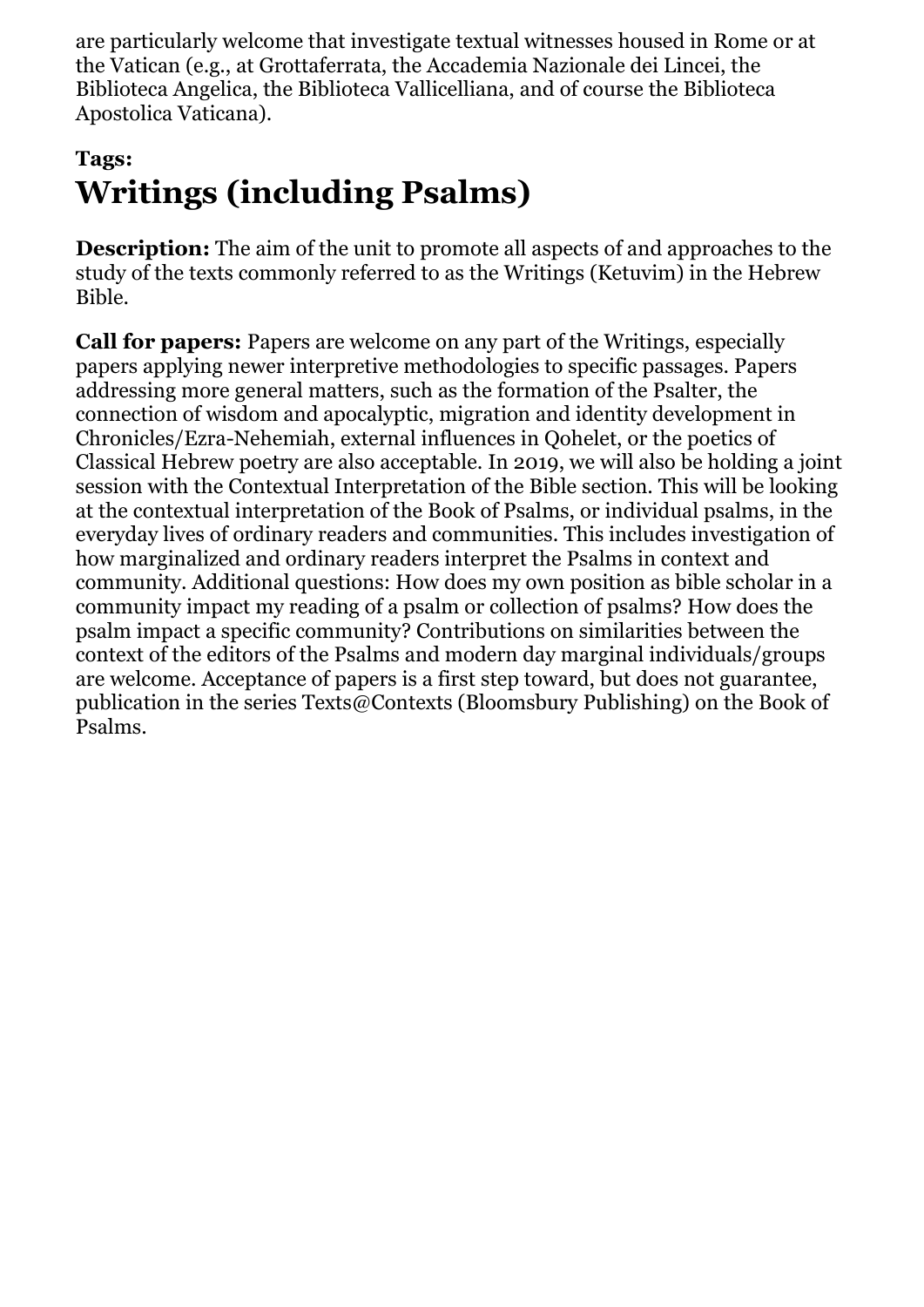are particularly welcome that investigate textual witnesses housed in Rome or at the Vatican (e.g., at Grottaferrata, the Accademia Nazionale dei Lincei, the Biblioteca Angelica, the Biblioteca Vallicelliana, and of course the Biblioteca Apostolica Vaticana).

**Tags:**

# Writings (including Psalms)

**Description:** The aim of the unit to promote all aspects of and approaches to the study of the texts commonly referred to as the Writings (Ketuvim) in the Hebrew Bible.

**Call for papers:** Papers are welcome on any part of the Writings, especially papers applying newer interpretive methodologies to specific passages. Papers addressing more general matters, such as the formation of the Psalter, the connection of wisdom and apocalyptic, migration and identity development in Chronicles/Ezra-Nehemiah, external influences in Qohelet, or the poetics of Classical Hebrew poetry are also acceptable. In 2019, we will also be holding a joint session with the Contextual Interpretation of the Bible section. This will be looking at the contextual interpretation of the Book of Psalms, or individual psalms, in the everyday lives of ordinary readers and communities. This includes investigation of how marginalized and ordinary readers interpret the Psalms in context and community. Additional questions: How does my own position as bible scholar in a community impact my reading of a psalm or collection of psalms? How does the psalm impact a specific community? Contributions on similarities between the context of the editors of the Psalms and modern day marginal individuals/groups are welcome. Acceptance of papers is a first step toward, but does not guarantee, publication in the series Texts@Contexts (Bloomsbury Publishing) on the Book of Psalms.